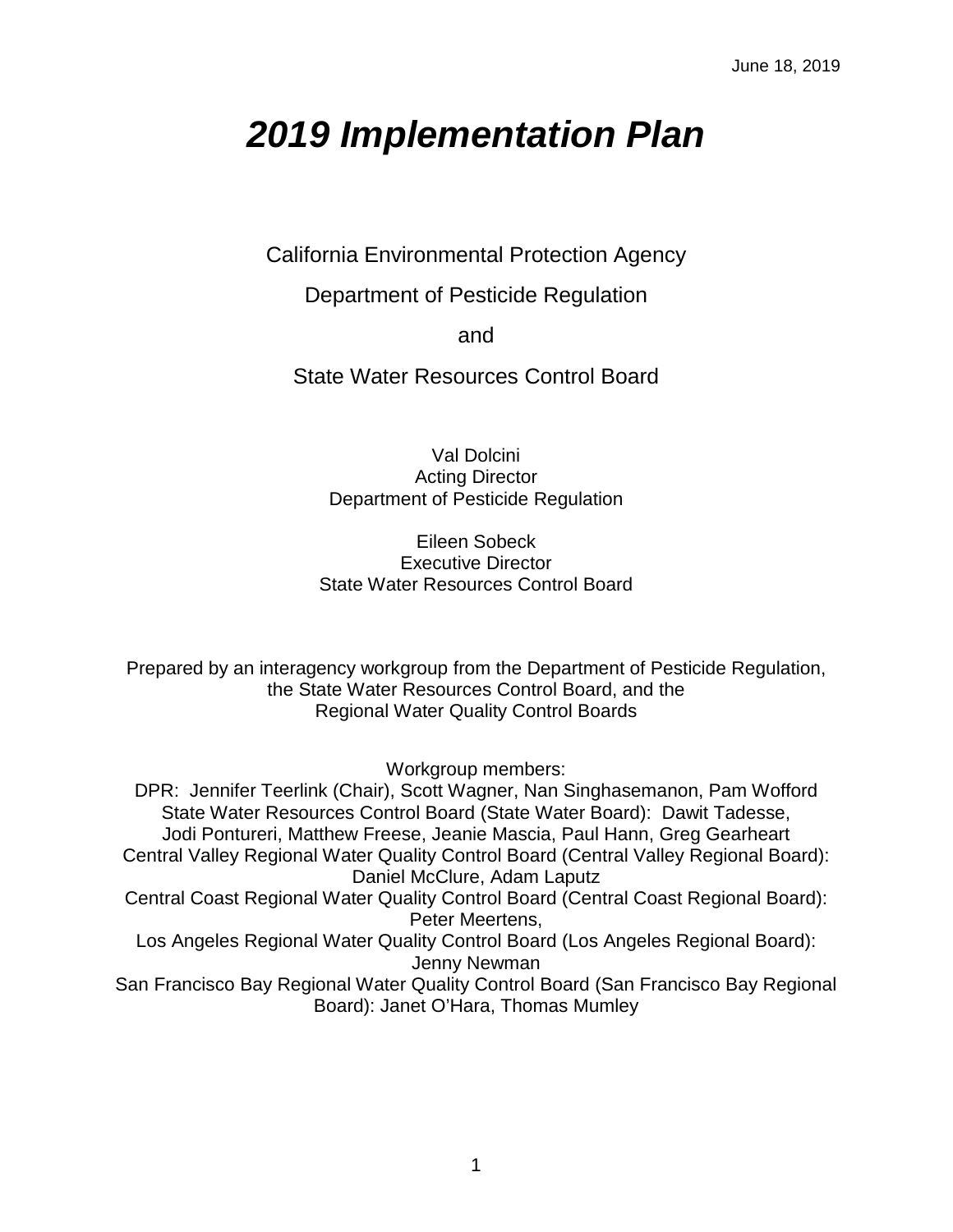June 18, 2019

# *2019 Implementation Plan*

California Environmental Protection Agency

Department of Pesticide Regulation

and

State Water Resources Control Board

Val Dolcini
Acting Director
Department of Pesticide Regulation

Eileen Sobeck
Executive Director
State Water Resources Control Board

Prepared by an interagency workgroup from the Department of Pesticide Regulation, the State Water Resources Control Board, and the Regional Water Quality Control Boards

Workgroup members:
DPR: Jennifer Teerlink (Chair), Scott Wagner, Nan Singhasemanon, Pam Wofford
State Water Resources Control Board (State Water Board): Dawit Tadesse, Jodi Pontureri, Matthew Freese, Jeanie Mascia, Paul Hann, Greg Gearheart
Central Valley Regional Water Quality Control Board (Central Valley Regional Board): Daniel McClure, Adam Laputz
Central Coast Regional Water Quality Control Board (Central Coast Regional Board): Peter Meertens,
Los Angeles Regional Water Quality Control Board (Los Angeles Regional Board): Jenny Newman
San Francisco Bay Regional Water Quality Control Board (San Francisco Bay Regional Board): Janet O'Hara, Thomas Mumley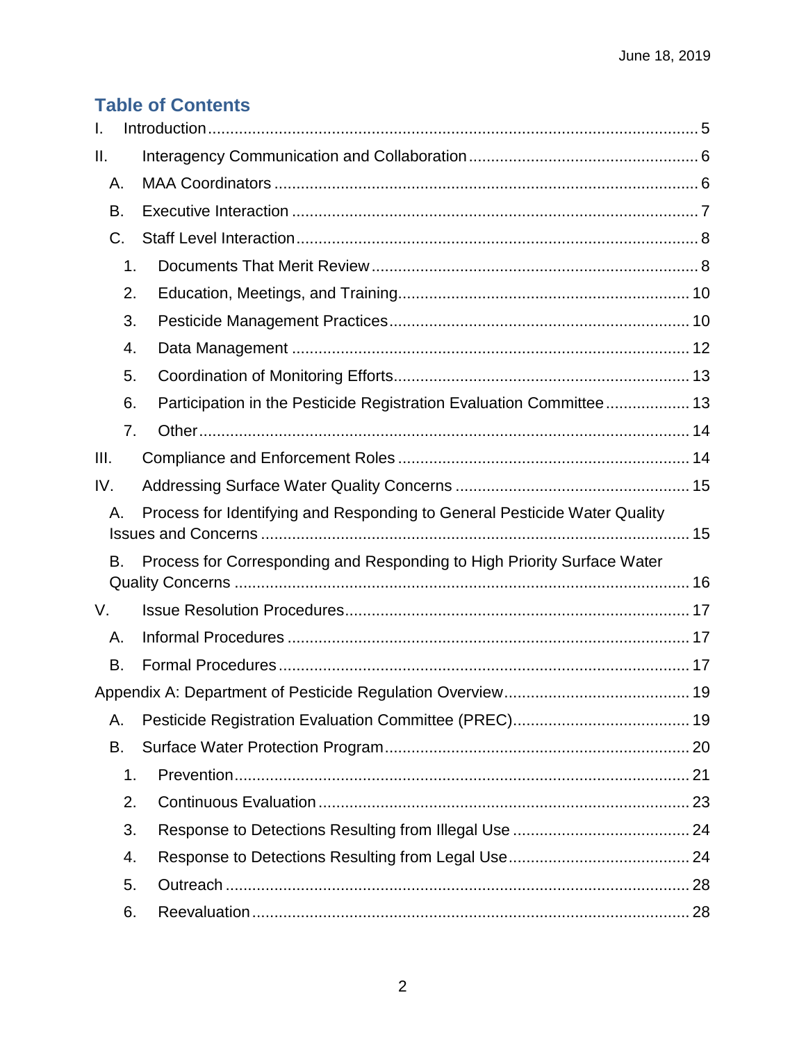## Table of Contents

- I. Introduction ... 5
- II. Interagency Communication and Collaboration ... 6
  - A. MAA Coordinators ... 6
  - B. Executive Interaction ... 7
  - C. Staff Level Interaction ... 8
    - 1. Documents That Merit Review ... 8
    - 2. Education, Meetings, and Training ... 10
    - 3. Pesticide Management Practices ... 10
    - 4. Data Management ... 12
    - 5. Coordination of Monitoring Efforts ... 13
    - 6. Participation in the Pesticide Registration Evaluation Committee ... 13
    - 7. Other ... 14
- III. Compliance and Enforcement Roles ... 14
- IV. Addressing Surface Water Quality Concerns ... 15
  - A. Process for Identifying and Responding to General Pesticide Water Quality Issues and Concerns ... 15
  - B. Process for Corresponding and Responding to High Priority Surface Water Quality Concerns ... 16
- V. Issue Resolution Procedures ... 17
  - A. Informal Procedures ... 17
  - B. Formal Procedures ... 17
- Appendix A: Department of Pesticide Regulation Overview ... 19
  - A. Pesticide Registration Evaluation Committee (PREC) ... 19
  - B. Surface Water Protection Program ... 20
    - 1. Prevention ... 21
    - 2. Continuous Evaluation ... 23
    - 3. Response to Detections Resulting from Illegal Use ... 24
    - 4. Response to Detections Resulting from Legal Use ... 24
    - 5. Outreach ... 28
    - 6. Reevaluation ... 28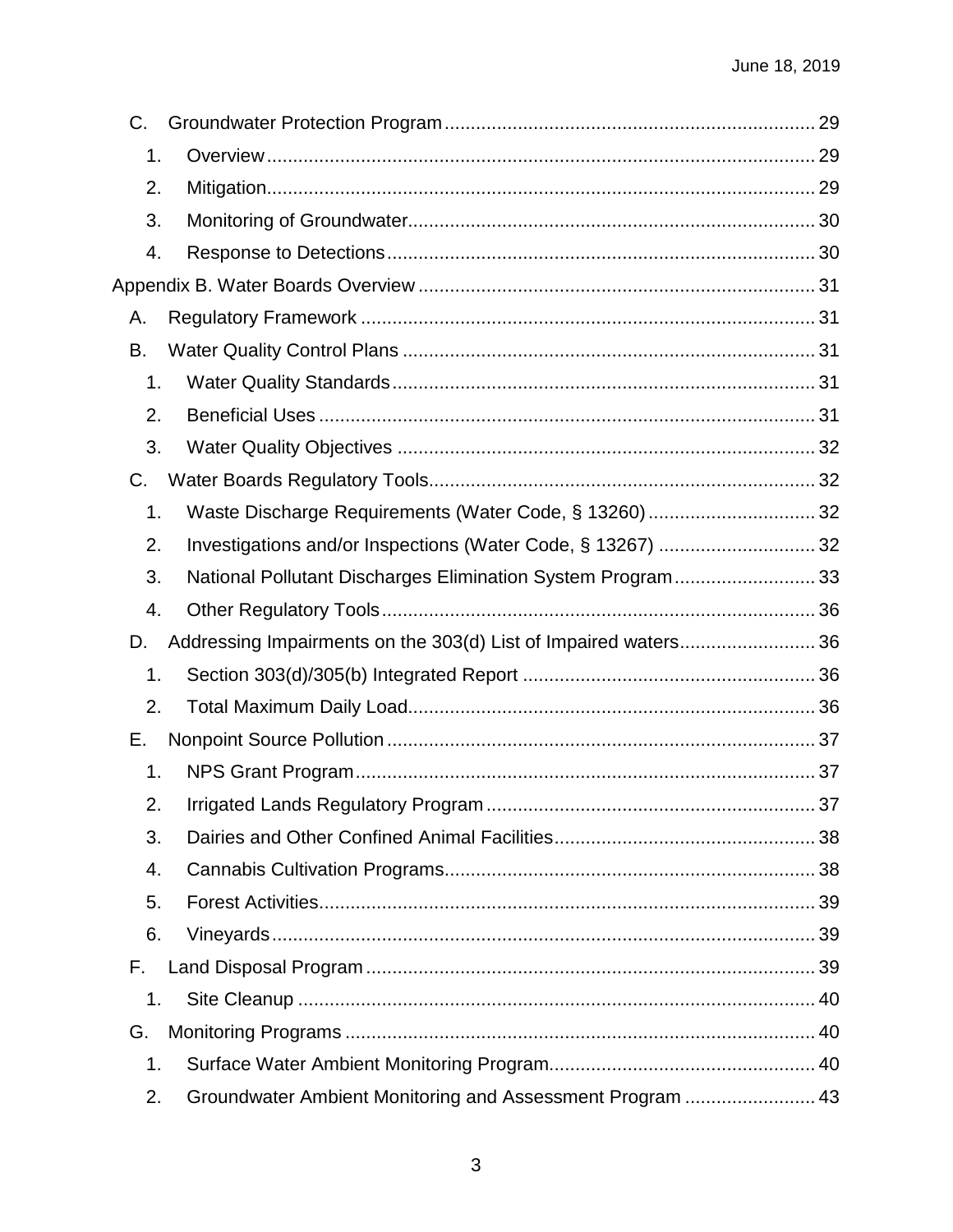- C. Groundwater Protection Program ..... 29
  - 1. Overview ..... 29
  - 2. Mitigation ..... 29
  - 3. Monitoring of Groundwater ..... 30
  - 4. Response to Detections ..... 30
- Appendix B. Water Boards Overview ..... 31
  - A. Regulatory Framework ..... 31
  - B. Water Quality Control Plans ..... 31
    - 1. Water Quality Standards ..... 31
    - 2. Beneficial Uses ..... 31
    - 3. Water Quality Objectives ..... 32
  - C. Water Boards Regulatory Tools ..... 32
    - 1. Waste Discharge Requirements (Water Code, § 13260) ..... 32
    - 2. Investigations and/or Inspections (Water Code, § 13267) ..... 32
    - 3. National Pollutant Discharges Elimination System Program ..... 33
    - 4. Other Regulatory Tools ..... 36
  - D. Addressing Impairments on the 303(d) List of Impaired waters ..... 36
    - 1. Section 303(d)/305(b) Integrated Report ..... 36
    - 2. Total Maximum Daily Load ..... 36
  - E. Nonpoint Source Pollution ..... 37
    - 1. NPS Grant Program ..... 37
    - 2. Irrigated Lands Regulatory Program ..... 37
    - 3. Dairies and Other Confined Animal Facilities ..... 38
    - 4. Cannabis Cultivation Programs ..... 38
    - 5. Forest Activities ..... 39
    - 6. Vineyards ..... 39
  - F. Land Disposal Program ..... 39
    - 1. Site Cleanup ..... 40
  - G. Monitoring Programs ..... 40
    - 1. Surface Water Ambient Monitoring Program ..... 40
    - 2. Groundwater Ambient Monitoring and Assessment Program ..... 43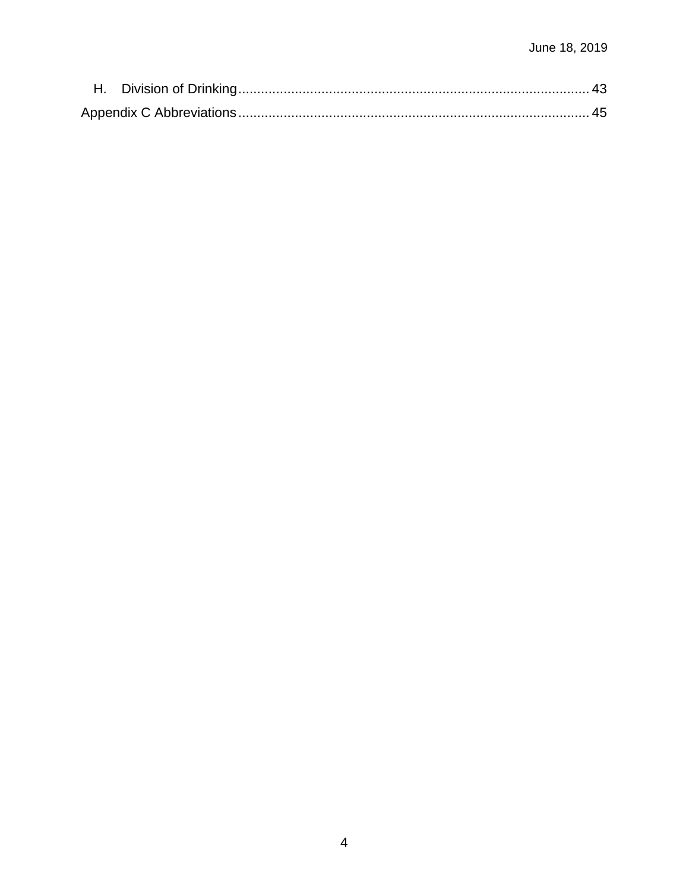H. Division of Drinking ........................................................................................... 43

Appendix C Abbreviations ........................................................................................... 45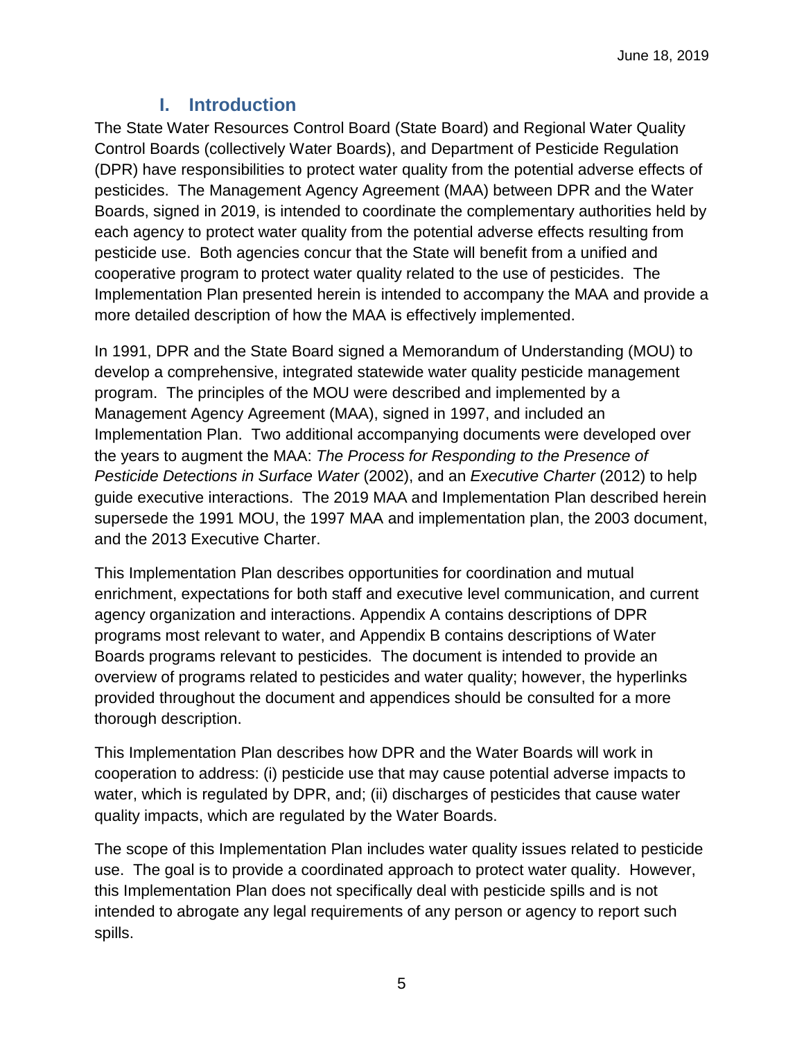# I. Introduction

The State Water Resources Control Board (State Board) and Regional Water Quality Control Boards (collectively Water Boards), and Department of Pesticide Regulation (DPR) have responsibilities to protect water quality from the potential adverse effects of pesticides. The Management Agency Agreement (MAA) between DPR and the Water Boards, signed in 2019, is intended to coordinate the complementary authorities held by each agency to protect water quality from the potential adverse effects resulting from pesticide use. Both agencies concur that the State will benefit from a unified and cooperative program to protect water quality related to the use of pesticides. The Implementation Plan presented herein is intended to accompany the MAA and provide a more detailed description of how the MAA is effectively implemented.

In 1991, DPR and the State Board signed a Memorandum of Understanding (MOU) to develop a comprehensive, integrated statewide water quality pesticide management program. The principles of the MOU were described and implemented by a Management Agency Agreement (MAA), signed in 1997, and included an Implementation Plan. Two additional accompanying documents were developed over the years to augment the MAA: *The Process for Responding to the Presence of Pesticide Detections in Surface Water* (2002), and an *Executive Charter* (2012) to help guide executive interactions. The 2019 MAA and Implementation Plan described herein supersede the 1991 MOU, the 1997 MAA and implementation plan, the 2003 document, and the 2013 Executive Charter.

This Implementation Plan describes opportunities for coordination and mutual enrichment, expectations for both staff and executive level communication, and current agency organization and interactions. Appendix A contains descriptions of DPR programs most relevant to water, and Appendix B contains descriptions of Water Boards programs relevant to pesticides. The document is intended to provide an overview of programs related to pesticides and water quality; however, the hyperlinks provided throughout the document and appendices should be consulted for a more thorough description.

This Implementation Plan describes how DPR and the Water Boards will work in cooperation to address: (i) pesticide use that may cause potential adverse impacts to water, which is regulated by DPR, and; (ii) discharges of pesticides that cause water quality impacts, which are regulated by the Water Boards.

The scope of this Implementation Plan includes water quality issues related to pesticide use. The goal is to provide a coordinated approach to protect water quality. However, this Implementation Plan does not specifically deal with pesticide spills and is not intended to abrogate any legal requirements of any person or agency to report such spills.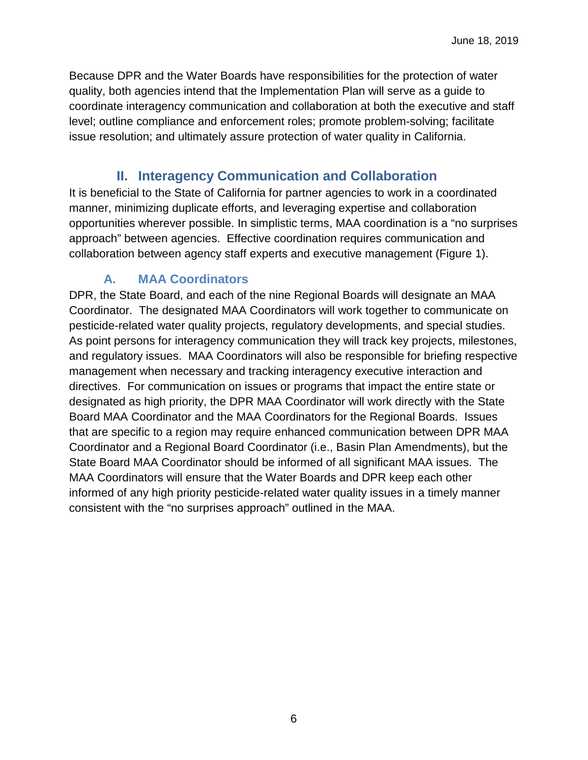Because DPR and the Water Boards have responsibilities for the protection of water quality, both agencies intend that the Implementation Plan will serve as a guide to coordinate interagency communication and collaboration at both the executive and staff level; outline compliance and enforcement roles; promote problem-solving; facilitate issue resolution; and ultimately assure protection of water quality in California.

## II. Interagency Communication and Collaboration

It is beneficial to the State of California for partner agencies to work in a coordinated manner, minimizing duplicate efforts, and leveraging expertise and collaboration opportunities wherever possible. In simplistic terms, MAA coordination is a "no surprises approach" between agencies. Effective coordination requires communication and collaboration between agency staff experts and executive management (Figure 1).

### A. MAA Coordinators

DPR, the State Board, and each of the nine Regional Boards will designate an MAA Coordinator. The designated MAA Coordinators will work together to communicate on pesticide-related water quality projects, regulatory developments, and special studies. As point persons for interagency communication they will track key projects, milestones, and regulatory issues. MAA Coordinators will also be responsible for briefing respective management when necessary and tracking interagency executive interaction and directives. For communication on issues or programs that impact the entire state or designated as high priority, the DPR MAA Coordinator will work directly with the State Board MAA Coordinator and the MAA Coordinators for the Regional Boards. Issues that are specific to a region may require enhanced communication between DPR MAA Coordinator and a Regional Board Coordinator (i.e., Basin Plan Amendments), but the State Board MAA Coordinator should be informed of all significant MAA issues. The MAA Coordinators will ensure that the Water Boards and DPR keep each other informed of any high priority pesticide-related water quality issues in a timely manner consistent with the "no surprises approach" outlined in the MAA.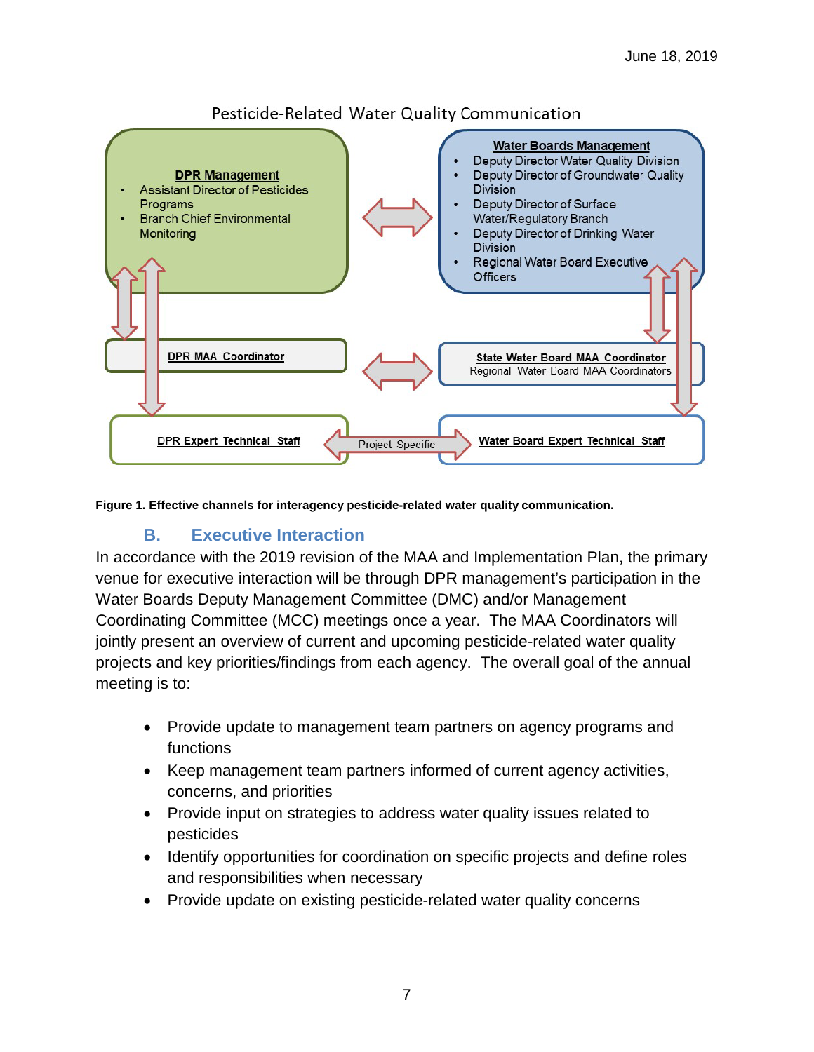Pesticide-Related Water Quality Communication

**DPR Management**
- Assistant Director of Pesticides Programs
- Branch Chief Environmental Monitoring

**Water Boards Management**
- Deputy Director Water Quality Division
- Deputy Director of Groundwater Quality Division
- Deputy Director of Surface Water/Regulatory Branch
- Deputy Director of Drinking Water Division
- Regional Water Board Executive Officers

**DPR MAA Coordinator**

**State Water Board MAA Coordinator**
Regional Water Board MAA Coordinators

**DPR Expert Technical Staff**

Project Specific

**Water Board Expert Technical Staff**

**Figure 1. Effective channels for interagency pesticide-related water quality communication.**

## B. Executive Interaction

In accordance with the 2019 revision of the MAA and Implementation Plan, the primary venue for executive interaction will be through DPR management's participation in the Water Boards Deputy Management Committee (DMC) and/or Management Coordinating Committee (MCC) meetings once a year. The MAA Coordinators will jointly present an overview of current and upcoming pesticide-related water quality projects and key priorities/findings from each agency. The overall goal of the annual meeting is to:

- Provide update to management team partners on agency programs and functions
- Keep management team partners informed of current agency activities, concerns, and priorities
- Provide input on strategies to address water quality issues related to pesticides
- Identify opportunities for coordination on specific projects and define roles and responsibilities when necessary
- Provide update on existing pesticide-related water quality concerns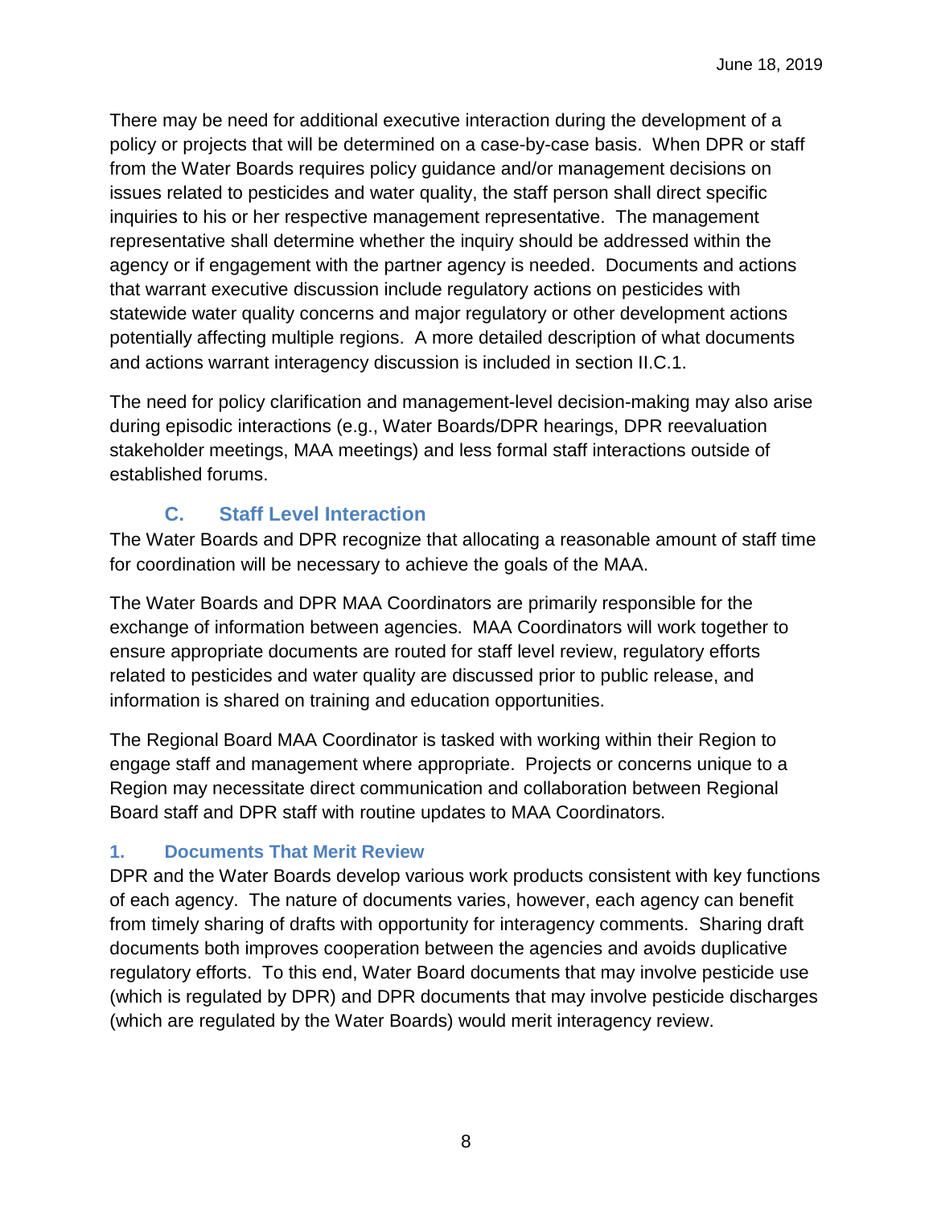There may be need for additional executive interaction during the development of a policy or projects that will be determined on a case-by-case basis. When DPR or staff from the Water Boards requires policy guidance and/or management decisions on issues related to pesticides and water quality, the staff person shall direct specific inquiries to his or her respective management representative. The management representative shall determine whether the inquiry should be addressed within the agency or if engagement with the partner agency is needed. Documents and actions that warrant executive discussion include regulatory actions on pesticides with statewide water quality concerns and major regulatory or other development actions potentially affecting multiple regions. A more detailed description of what documents and actions warrant interagency discussion is included in section II.C.1.

The need for policy clarification and management-level decision-making may also arise during episodic interactions (e.g., Water Boards/DPR hearings, DPR reevaluation stakeholder meetings, MAA meetings) and less formal staff interactions outside of established forums.

## C. Staff Level Interaction

The Water Boards and DPR recognize that allocating a reasonable amount of staff time for coordination will be necessary to achieve the goals of the MAA.

The Water Boards and DPR MAA Coordinators are primarily responsible for the exchange of information between agencies. MAA Coordinators will work together to ensure appropriate documents are routed for staff level review, regulatory efforts related to pesticides and water quality are discussed prior to public release, and information is shared on training and education opportunities.

The Regional Board MAA Coordinator is tasked with working within their Region to engage staff and management where appropriate. Projects or concerns unique to a Region may necessitate direct communication and collaboration between Regional Board staff and DPR staff with routine updates to MAA Coordinators.

### 1. Documents That Merit Review

DPR and the Water Boards develop various work products consistent with key functions of each agency. The nature of documents varies, however, each agency can benefit from timely sharing of drafts with opportunity for interagency comments. Sharing draft documents both improves cooperation between the agencies and avoids duplicative regulatory efforts. To this end, Water Board documents that may involve pesticide use (which is regulated by DPR) and DPR documents that may involve pesticide discharges (which are regulated by the Water Boards) would merit interagency review.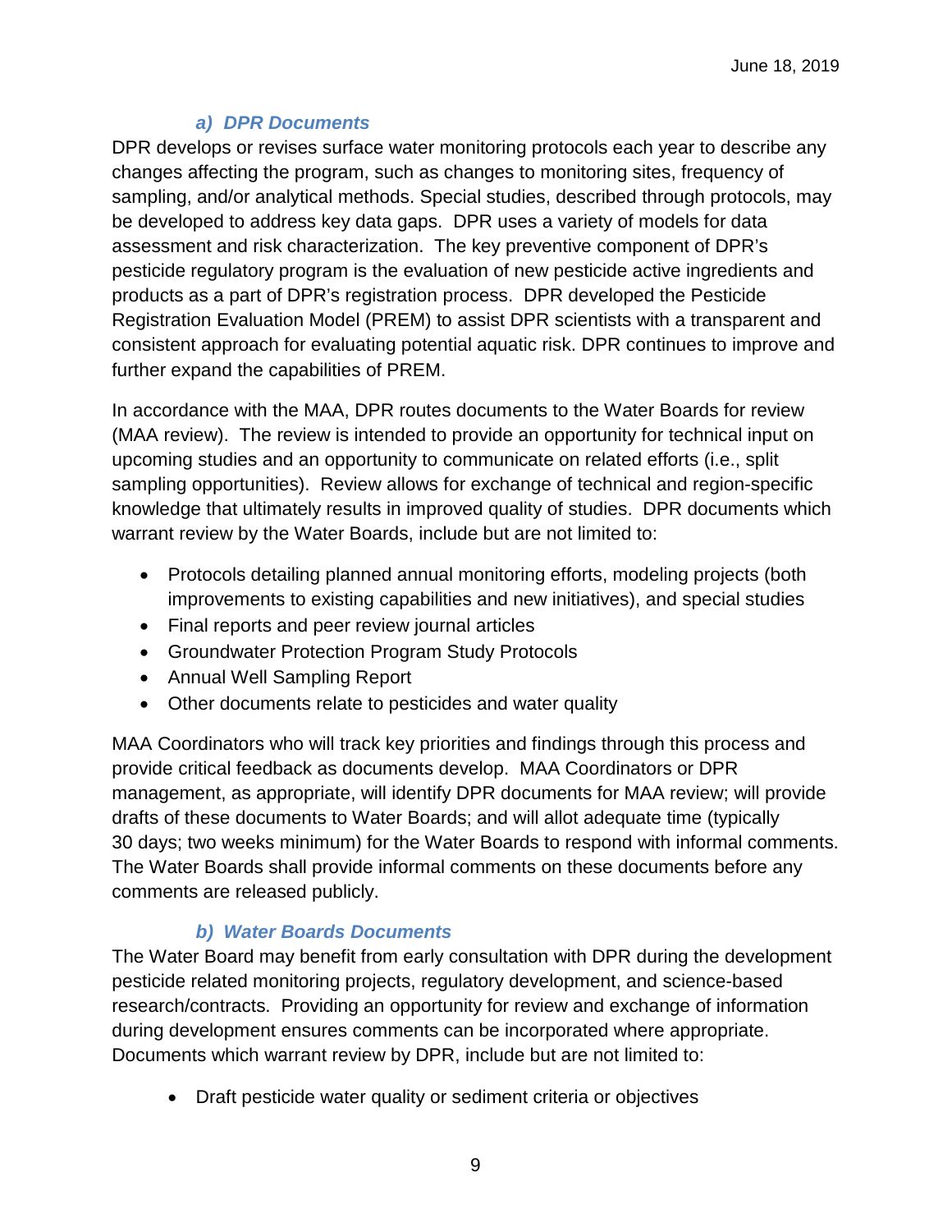### *a) DPR Documents*

DPR develops or revises surface water monitoring protocols each year to describe any changes affecting the program, such as changes to monitoring sites, frequency of sampling, and/or analytical methods. Special studies, described through protocols, may be developed to address key data gaps. DPR uses a variety of models for data assessment and risk characterization. The key preventive component of DPR's pesticide regulatory program is the evaluation of new pesticide active ingredients and products as a part of DPR's registration process. DPR developed the Pesticide Registration Evaluation Model (PREM) to assist DPR scientists with a transparent and consistent approach for evaluating potential aquatic risk. DPR continues to improve and further expand the capabilities of PREM.

In accordance with the MAA, DPR routes documents to the Water Boards for review (MAA review). The review is intended to provide an opportunity for technical input on upcoming studies and an opportunity to communicate on related efforts (i.e., split sampling opportunities). Review allows for exchange of technical and region-specific knowledge that ultimately results in improved quality of studies. DPR documents which warrant review by the Water Boards, include but are not limited to:

- Protocols detailing planned annual monitoring efforts, modeling projects (both improvements to existing capabilities and new initiatives), and special studies
- Final reports and peer review journal articles
- Groundwater Protection Program Study Protocols
- Annual Well Sampling Report
- Other documents relate to pesticides and water quality

MAA Coordinators who will track key priorities and findings through this process and provide critical feedback as documents develop. MAA Coordinators or DPR management, as appropriate, will identify DPR documents for MAA review; will provide drafts of these documents to Water Boards; and will allot adequate time (typically 30 days; two weeks minimum) for the Water Boards to respond with informal comments. The Water Boards shall provide informal comments on these documents before any comments are released publicly.

### *b) Water Boards Documents*

The Water Board may benefit from early consultation with DPR during the development pesticide related monitoring projects, regulatory development, and science-based research/contracts. Providing an opportunity for review and exchange of information during development ensures comments can be incorporated where appropriate. Documents which warrant review by DPR, include but are not limited to:

- Draft pesticide water quality or sediment criteria or objectives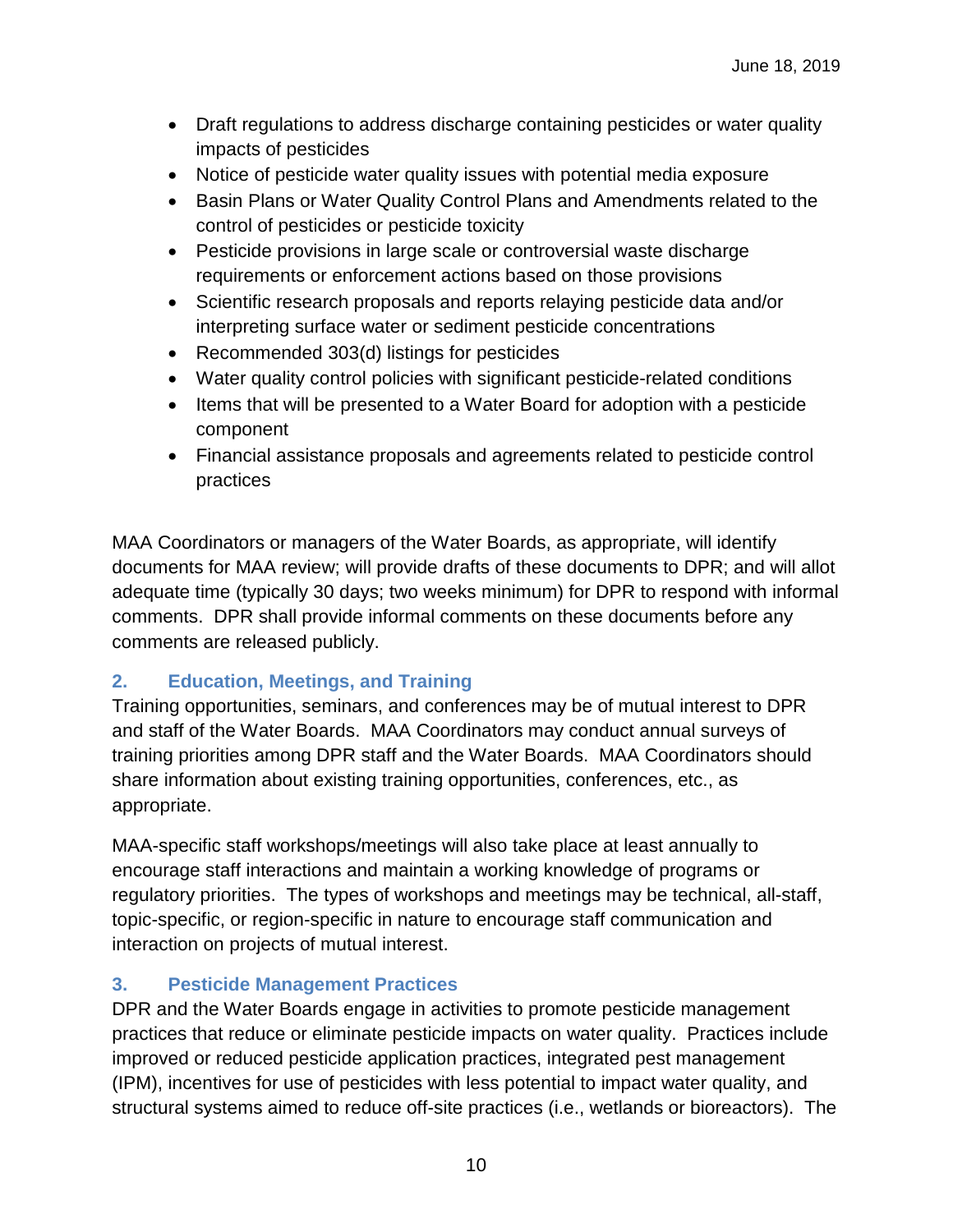- Draft regulations to address discharge containing pesticides or water quality impacts of pesticides
- Notice of pesticide water quality issues with potential media exposure
- Basin Plans or Water Quality Control Plans and Amendments related to the control of pesticides or pesticide toxicity
- Pesticide provisions in large scale or controversial waste discharge requirements or enforcement actions based on those provisions
- Scientific research proposals and reports relaying pesticide data and/or interpreting surface water or sediment pesticide concentrations
- Recommended 303(d) listings for pesticides
- Water quality control policies with significant pesticide-related conditions
- Items that will be presented to a Water Board for adoption with a pesticide component
- Financial assistance proposals and agreements related to pesticide control practices

MAA Coordinators or managers of the Water Boards, as appropriate, will identify documents for MAA review; will provide drafts of these documents to DPR; and will allot adequate time (typically 30 days; two weeks minimum) for DPR to respond with informal comments. DPR shall provide informal comments on these documents before any comments are released publicly.

### 2. Education, Meetings, and Training

Training opportunities, seminars, and conferences may be of mutual interest to DPR and staff of the Water Boards. MAA Coordinators may conduct annual surveys of training priorities among DPR staff and the Water Boards. MAA Coordinators should share information about existing training opportunities, conferences, etc., as appropriate.

MAA-specific staff workshops/meetings will also take place at least annually to encourage staff interactions and maintain a working knowledge of programs or regulatory priorities. The types of workshops and meetings may be technical, all-staff, topic-specific, or region-specific in nature to encourage staff communication and interaction on projects of mutual interest.

### 3. Pesticide Management Practices

DPR and the Water Boards engage in activities to promote pesticide management practices that reduce or eliminate pesticide impacts on water quality. Practices include improved or reduced pesticide application practices, integrated pest management (IPM), incentives for use of pesticides with less potential to impact water quality, and structural systems aimed to reduce off-site practices (i.e., wetlands or bioreactors). The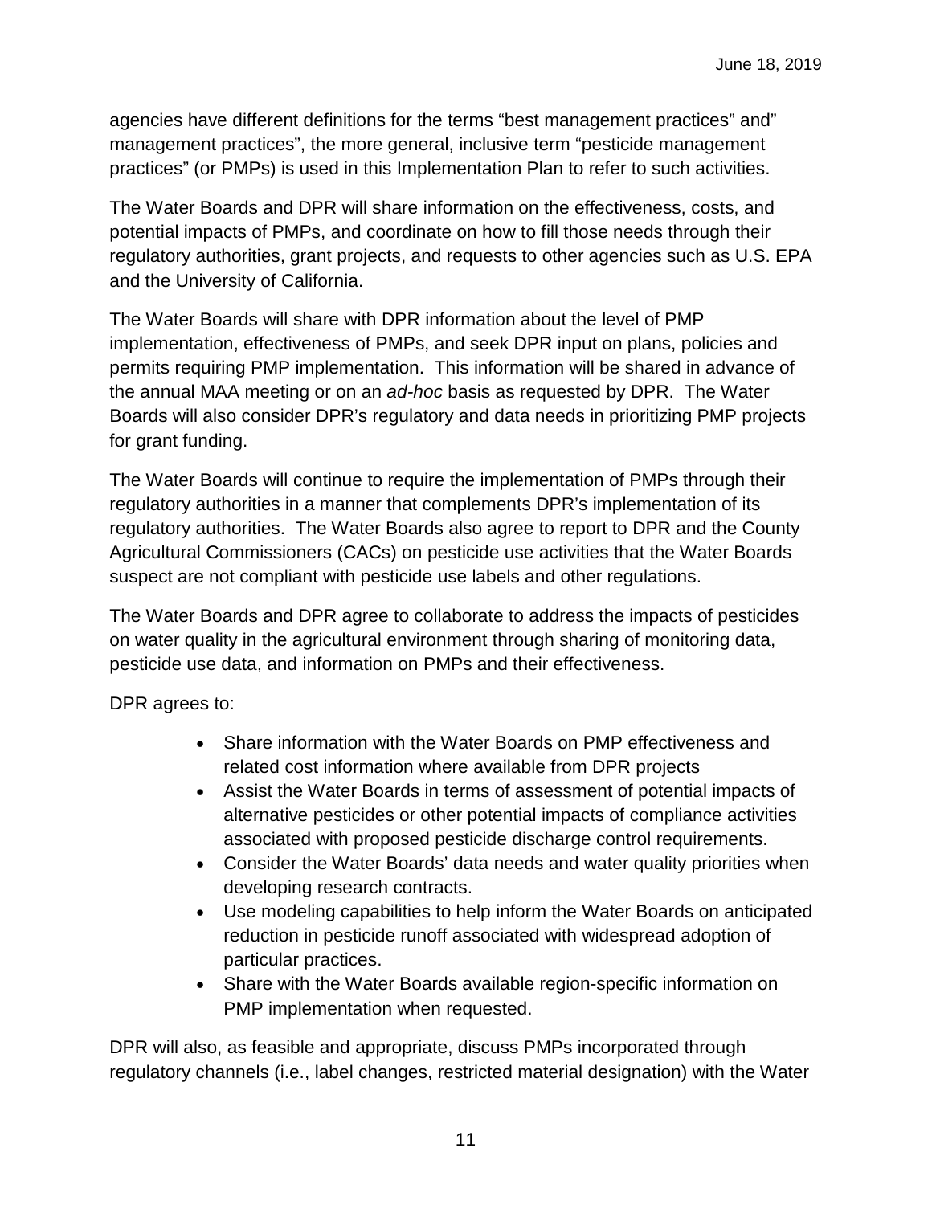agencies have different definitions for the terms "best management practices" and" management practices", the more general, inclusive term "pesticide management practices" (or PMPs) is used in this Implementation Plan to refer to such activities.

The Water Boards and DPR will share information on the effectiveness, costs, and potential impacts of PMPs, and coordinate on how to fill those needs through their regulatory authorities, grant projects, and requests to other agencies such as U.S. EPA and the University of California.

The Water Boards will share with DPR information about the level of PMP implementation, effectiveness of PMPs, and seek DPR input on plans, policies and permits requiring PMP implementation. This information will be shared in advance of the annual MAA meeting or on an *ad-hoc* basis as requested by DPR. The Water Boards will also consider DPR's regulatory and data needs in prioritizing PMP projects for grant funding.

The Water Boards will continue to require the implementation of PMPs through their regulatory authorities in a manner that complements DPR's implementation of its regulatory authorities. The Water Boards also agree to report to DPR and the County Agricultural Commissioners (CACs) on pesticide use activities that the Water Boards suspect are not compliant with pesticide use labels and other regulations.

The Water Boards and DPR agree to collaborate to address the impacts of pesticides on water quality in the agricultural environment through sharing of monitoring data, pesticide use data, and information on PMPs and their effectiveness.

DPR agrees to:

- Share information with the Water Boards on PMP effectiveness and related cost information where available from DPR projects
- Assist the Water Boards in terms of assessment of potential impacts of alternative pesticides or other potential impacts of compliance activities associated with proposed pesticide discharge control requirements.
- Consider the Water Boards' data needs and water quality priorities when developing research contracts.
- Use modeling capabilities to help inform the Water Boards on anticipated reduction in pesticide runoff associated with widespread adoption of particular practices.
- Share with the Water Boards available region-specific information on PMP implementation when requested.

DPR will also, as feasible and appropriate, discuss PMPs incorporated through regulatory channels (i.e., label changes, restricted material designation) with the Water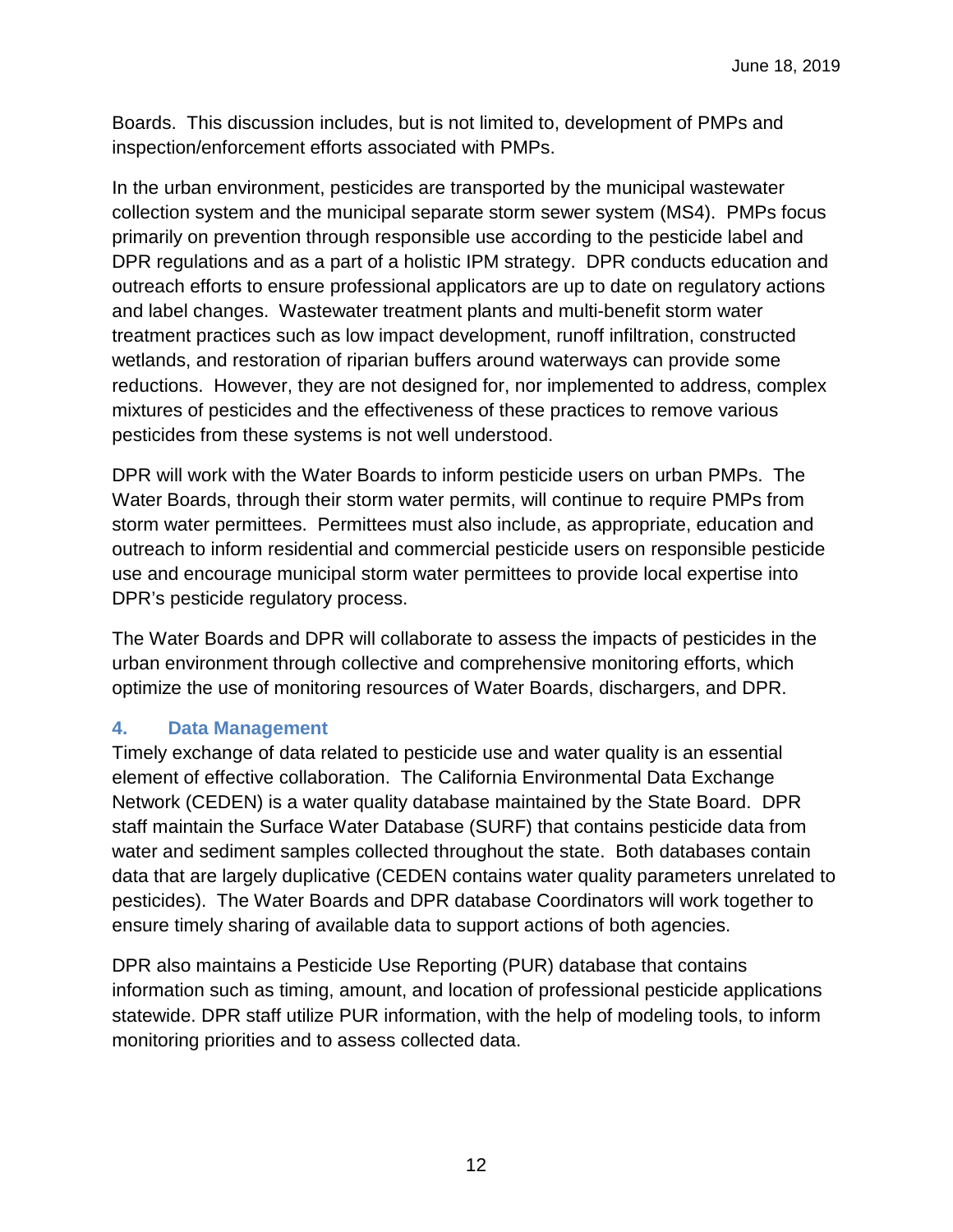Boards. This discussion includes, but is not limited to, development of PMPs and inspection/enforcement efforts associated with PMPs.

In the urban environment, pesticides are transported by the municipal wastewater collection system and the municipal separate storm sewer system (MS4). PMPs focus primarily on prevention through responsible use according to the pesticide label and DPR regulations and as a part of a holistic IPM strategy. DPR conducts education and outreach efforts to ensure professional applicators are up to date on regulatory actions and label changes. Wastewater treatment plants and multi-benefit storm water treatment practices such as low impact development, runoff infiltration, constructed wetlands, and restoration of riparian buffers around waterways can provide some reductions. However, they are not designed for, nor implemented to address, complex mixtures of pesticides and the effectiveness of these practices to remove various pesticides from these systems is not well understood.

DPR will work with the Water Boards to inform pesticide users on urban PMPs. The Water Boards, through their storm water permits, will continue to require PMPs from storm water permittees. Permittees must also include, as appropriate, education and outreach to inform residential and commercial pesticide users on responsible pesticide use and encourage municipal storm water permittees to provide local expertise into DPR's pesticide regulatory process.

The Water Boards and DPR will collaborate to assess the impacts of pesticides in the urban environment through collective and comprehensive monitoring efforts, which optimize the use of monitoring resources of Water Boards, dischargers, and DPR.

### 4. Data Management

Timely exchange of data related to pesticide use and water quality is an essential element of effective collaboration. The California Environmental Data Exchange Network (CEDEN) is a water quality database maintained by the State Board. DPR staff maintain the Surface Water Database (SURF) that contains pesticide data from water and sediment samples collected throughout the state. Both databases contain data that are largely duplicative (CEDEN contains water quality parameters unrelated to pesticides). The Water Boards and DPR database Coordinators will work together to ensure timely sharing of available data to support actions of both agencies.

DPR also maintains a Pesticide Use Reporting (PUR) database that contains information such as timing, amount, and location of professional pesticide applications statewide. DPR staff utilize PUR information, with the help of modeling tools, to inform monitoring priorities and to assess collected data.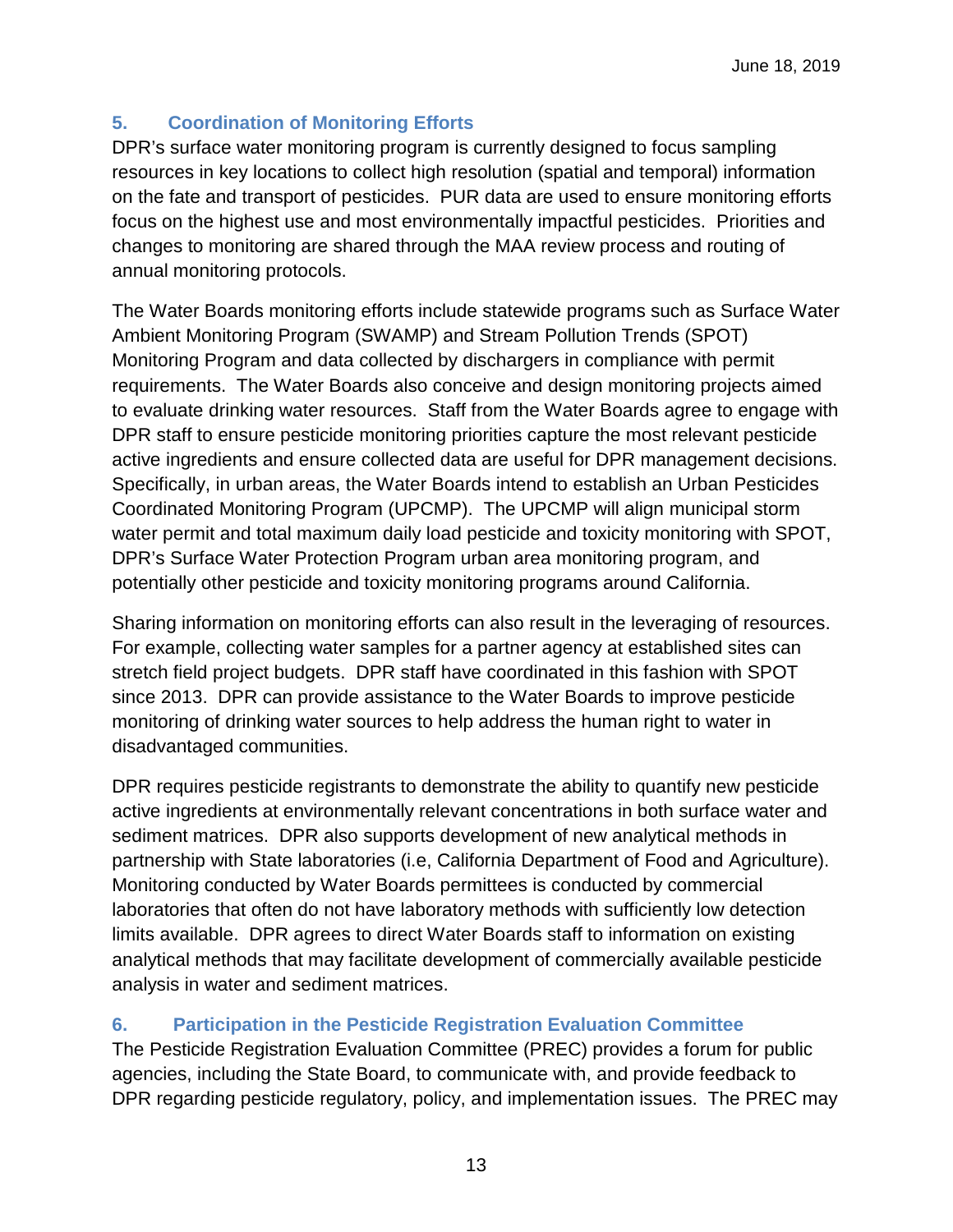## 5. Coordination of Monitoring Efforts

DPR's surface water monitoring program is currently designed to focus sampling resources in key locations to collect high resolution (spatial and temporal) information on the fate and transport of pesticides. PUR data are used to ensure monitoring efforts focus on the highest use and most environmentally impactful pesticides. Priorities and changes to monitoring are shared through the MAA review process and routing of annual monitoring protocols.

The Water Boards monitoring efforts include statewide programs such as Surface Water Ambient Monitoring Program (SWAMP) and Stream Pollution Trends (SPOT) Monitoring Program and data collected by dischargers in compliance with permit requirements. The Water Boards also conceive and design monitoring projects aimed to evaluate drinking water resources. Staff from the Water Boards agree to engage with DPR staff to ensure pesticide monitoring priorities capture the most relevant pesticide active ingredients and ensure collected data are useful for DPR management decisions. Specifically, in urban areas, the Water Boards intend to establish an Urban Pesticides Coordinated Monitoring Program (UPCMP). The UPCMP will align municipal storm water permit and total maximum daily load pesticide and toxicity monitoring with SPOT, DPR's Surface Water Protection Program urban area monitoring program, and potentially other pesticide and toxicity monitoring programs around California.

Sharing information on monitoring efforts can also result in the leveraging of resources. For example, collecting water samples for a partner agency at established sites can stretch field project budgets. DPR staff have coordinated in this fashion with SPOT since 2013. DPR can provide assistance to the Water Boards to improve pesticide monitoring of drinking water sources to help address the human right to water in disadvantaged communities.

DPR requires pesticide registrants to demonstrate the ability to quantify new pesticide active ingredients at environmentally relevant concentrations in both surface water and sediment matrices. DPR also supports development of new analytical methods in partnership with State laboratories (i.e, California Department of Food and Agriculture). Monitoring conducted by Water Boards permittees is conducted by commercial laboratories that often do not have laboratory methods with sufficiently low detection limits available. DPR agrees to direct Water Boards staff to information on existing analytical methods that may facilitate development of commercially available pesticide analysis in water and sediment matrices.

## 6. Participation in the Pesticide Registration Evaluation Committee

The Pesticide Registration Evaluation Committee (PREC) provides a forum for public agencies, including the State Board, to communicate with, and provide feedback to DPR regarding pesticide regulatory, policy, and implementation issues. The PREC may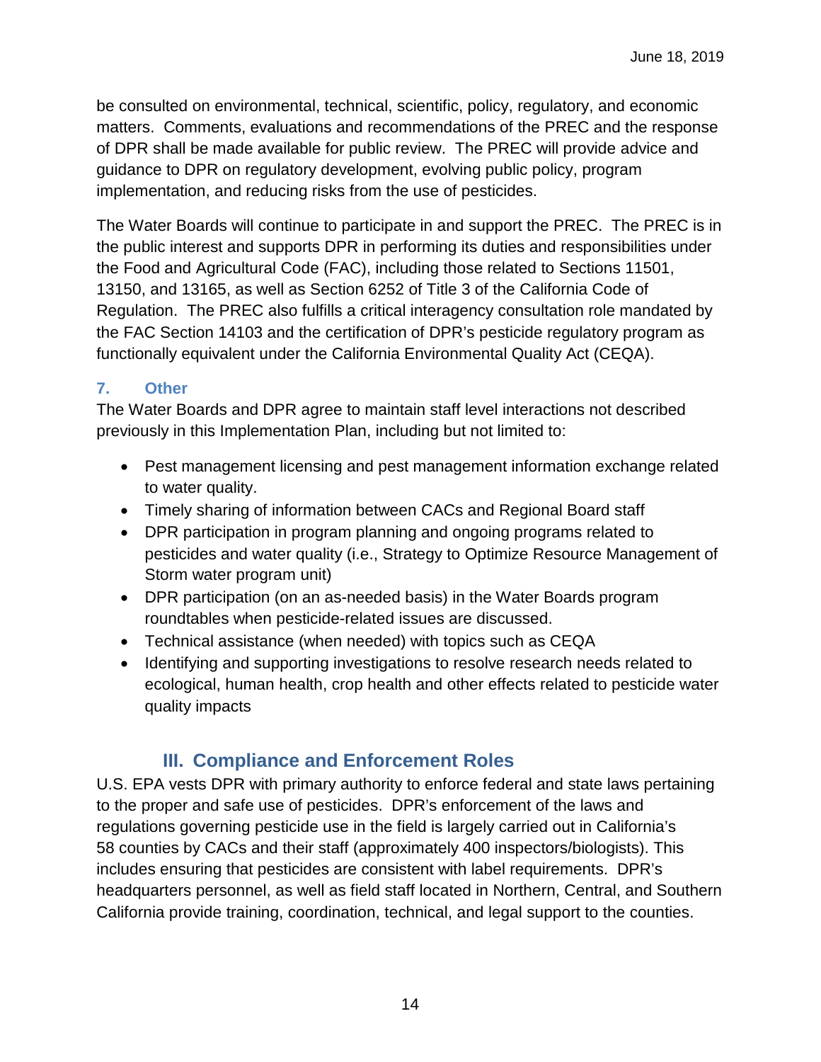be consulted on environmental, technical, scientific, policy, regulatory, and economic matters. Comments, evaluations and recommendations of the PREC and the response of DPR shall be made available for public review. The PREC will provide advice and guidance to DPR on regulatory development, evolving public policy, program implementation, and reducing risks from the use of pesticides.

The Water Boards will continue to participate in and support the PREC. The PREC is in the public interest and supports DPR in performing its duties and responsibilities under the Food and Agricultural Code (FAC), including those related to Sections 11501, 13150, and 13165, as well as Section 6252 of Title 3 of the California Code of Regulation. The PREC also fulfills a critical interagency consultation role mandated by the FAC Section 14103 and the certification of DPR's pesticide regulatory program as functionally equivalent under the California Environmental Quality Act (CEQA).

### 7. Other

The Water Boards and DPR agree to maintain staff level interactions not described previously in this Implementation Plan, including but not limited to:

- Pest management licensing and pest management information exchange related to water quality.
- Timely sharing of information between CACs and Regional Board staff
- DPR participation in program planning and ongoing programs related to pesticides and water quality (i.e., Strategy to Optimize Resource Management of Storm water program unit)
- DPR participation (on an as-needed basis) in the Water Boards program roundtables when pesticide-related issues are discussed.
- Technical assistance (when needed) with topics such as CEQA
- Identifying and supporting investigations to resolve research needs related to ecological, human health, crop health and other effects related to pesticide water quality impacts

## III. Compliance and Enforcement Roles

U.S. EPA vests DPR with primary authority to enforce federal and state laws pertaining to the proper and safe use of pesticides. DPR's enforcement of the laws and regulations governing pesticide use in the field is largely carried out in California's 58 counties by CACs and their staff (approximately 400 inspectors/biologists). This includes ensuring that pesticides are consistent with label requirements. DPR's headquarters personnel, as well as field staff located in Northern, Central, and Southern California provide training, coordination, technical, and legal support to the counties.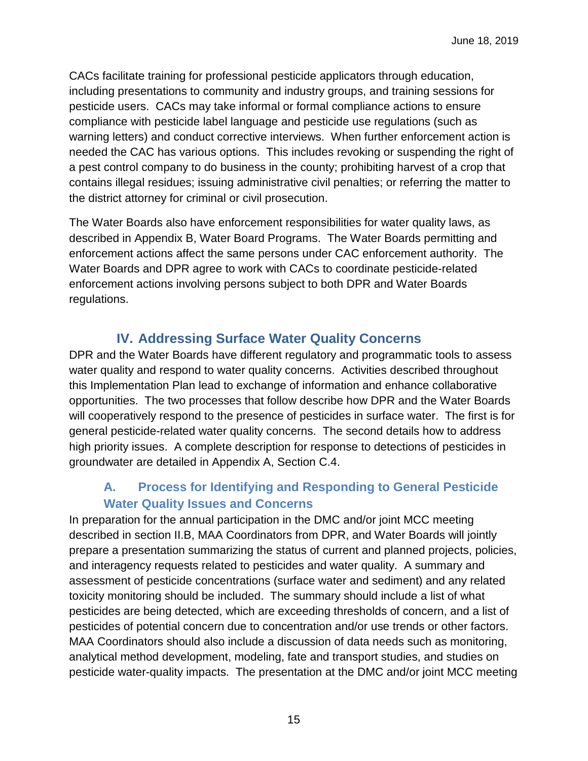CACs facilitate training for professional pesticide applicators through education, including presentations to community and industry groups, and training sessions for pesticide users. CACs may take informal or formal compliance actions to ensure compliance with pesticide label language and pesticide use regulations (such as warning letters) and conduct corrective interviews. When further enforcement action is needed the CAC has various options. This includes revoking or suspending the right of a pest control company to do business in the county; prohibiting harvest of a crop that contains illegal residues; issuing administrative civil penalties; or referring the matter to the district attorney for criminal or civil prosecution.

The Water Boards also have enforcement responsibilities for water quality laws, as described in Appendix B, Water Board Programs. The Water Boards permitting and enforcement actions affect the same persons under CAC enforcement authority. The Water Boards and DPR agree to work with CACs to coordinate pesticide-related enforcement actions involving persons subject to both DPR and Water Boards regulations.

## IV. Addressing Surface Water Quality Concerns

DPR and the Water Boards have different regulatory and programmatic tools to assess water quality and respond to water quality concerns. Activities described throughout this Implementation Plan lead to exchange of information and enhance collaborative opportunities. The two processes that follow describe how DPR and the Water Boards will cooperatively respond to the presence of pesticides in surface water. The first is for general pesticide-related water quality concerns. The second details how to address high priority issues. A complete description for response to detections of pesticides in groundwater are detailed in Appendix A, Section C.4.

### A. Process for Identifying and Responding to General Pesticide Water Quality Issues and Concerns

In preparation for the annual participation in the DMC and/or joint MCC meeting described in section II.B, MAA Coordinators from DPR, and Water Boards will jointly prepare a presentation summarizing the status of current and planned projects, policies, and interagency requests related to pesticides and water quality. A summary and assessment of pesticide concentrations (surface water and sediment) and any related toxicity monitoring should be included. The summary should include a list of what pesticides are being detected, which are exceeding thresholds of concern, and a list of pesticides of potential concern due to concentration and/or use trends or other factors. MAA Coordinators should also include a discussion of data needs such as monitoring, analytical method development, modeling, fate and transport studies, and studies on pesticide water-quality impacts. The presentation at the DMC and/or joint MCC meeting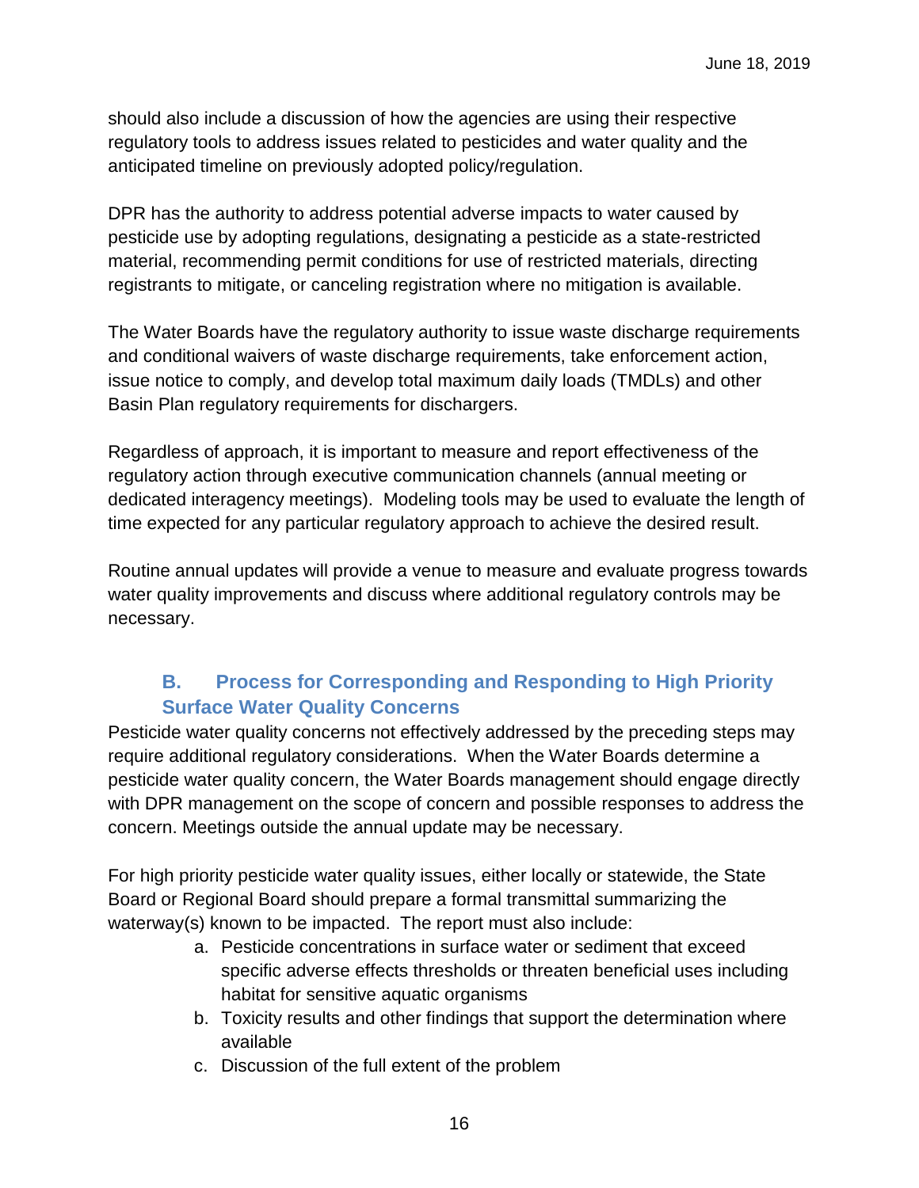should also include a discussion of how the agencies are using their respective regulatory tools to address issues related to pesticides and water quality and the anticipated timeline on previously adopted policy/regulation.

DPR has the authority to address potential adverse impacts to water caused by pesticide use by adopting regulations, designating a pesticide as a state-restricted material, recommending permit conditions for use of restricted materials, directing registrants to mitigate, or canceling registration where no mitigation is available.

The Water Boards have the regulatory authority to issue waste discharge requirements and conditional waivers of waste discharge requirements, take enforcement action, issue notice to comply, and develop total maximum daily loads (TMDLs) and other Basin Plan regulatory requirements for dischargers.

Regardless of approach, it is important to measure and report effectiveness of the regulatory action through executive communication channels (annual meeting or dedicated interagency meetings). Modeling tools may be used to evaluate the length of time expected for any particular regulatory approach to achieve the desired result.

Routine annual updates will provide a venue to measure and evaluate progress towards water quality improvements and discuss where additional regulatory controls may be necessary.

### B. Process for Corresponding and Responding to High Priority Surface Water Quality Concerns

Pesticide water quality concerns not effectively addressed by the preceding steps may require additional regulatory considerations. When the Water Boards determine a pesticide water quality concern, the Water Boards management should engage directly with DPR management on the scope of concern and possible responses to address the concern. Meetings outside the annual update may be necessary.

For high priority pesticide water quality issues, either locally or statewide, the State Board or Regional Board should prepare a formal transmittal summarizing the waterway(s) known to be impacted. The report must also include:

a. Pesticide concentrations in surface water or sediment that exceed specific adverse effects thresholds or threaten beneficial uses including habitat for sensitive aquatic organisms
b. Toxicity results and other findings that support the determination where available
c. Discussion of the full extent of the problem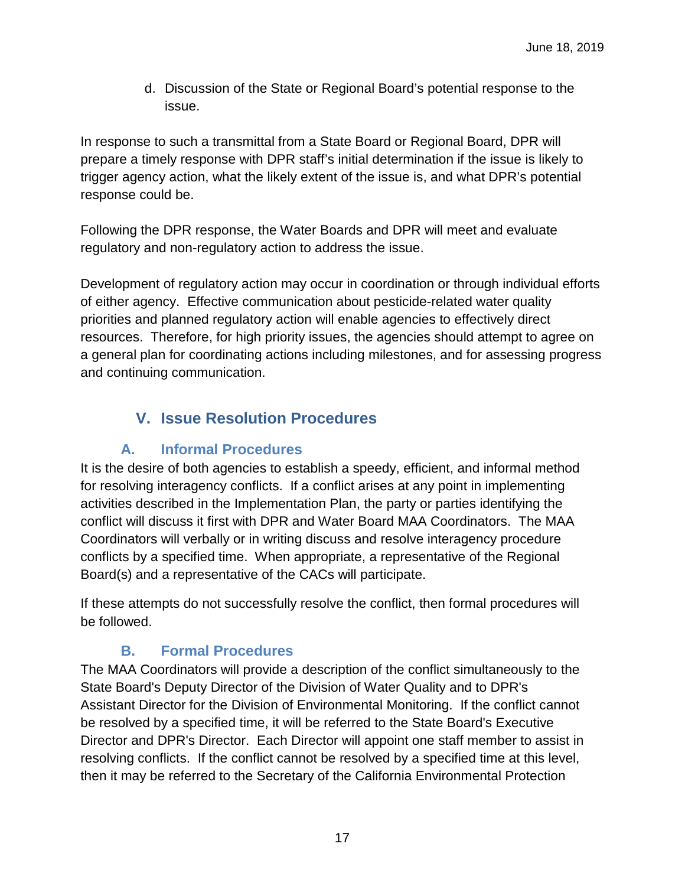d. Discussion of the State or Regional Board's potential response to the issue.

In response to such a transmittal from a State Board or Regional Board, DPR will prepare a timely response with DPR staff's initial determination if the issue is likely to trigger agency action, what the likely extent of the issue is, and what DPR's potential response could be.

Following the DPR response, the Water Boards and DPR will meet and evaluate regulatory and non-regulatory action to address the issue.

Development of regulatory action may occur in coordination or through individual efforts of either agency. Effective communication about pesticide-related water quality priorities and planned regulatory action will enable agencies to effectively direct resources. Therefore, for high priority issues, the agencies should attempt to agree on a general plan for coordinating actions including milestones, and for assessing progress and continuing communication.

# V. Issue Resolution Procedures

## A. Informal Procedures

It is the desire of both agencies to establish a speedy, efficient, and informal method for resolving interagency conflicts. If a conflict arises at any point in implementing activities described in the Implementation Plan, the party or parties identifying the conflict will discuss it first with DPR and Water Board MAA Coordinators. The MAA Coordinators will verbally or in writing discuss and resolve interagency procedure conflicts by a specified time. When appropriate, a representative of the Regional Board(s) and a representative of the CACs will participate.

If these attempts do not successfully resolve the conflict, then formal procedures will be followed.

## B. Formal Procedures

The MAA Coordinators will provide a description of the conflict simultaneously to the State Board's Deputy Director of the Division of Water Quality and to DPR's Assistant Director for the Division of Environmental Monitoring. If the conflict cannot be resolved by a specified time, it will be referred to the State Board's Executive Director and DPR's Director. Each Director will appoint one staff member to assist in resolving conflicts. If the conflict cannot be resolved by a specified time at this level, then it may be referred to the Secretary of the California Environmental Protection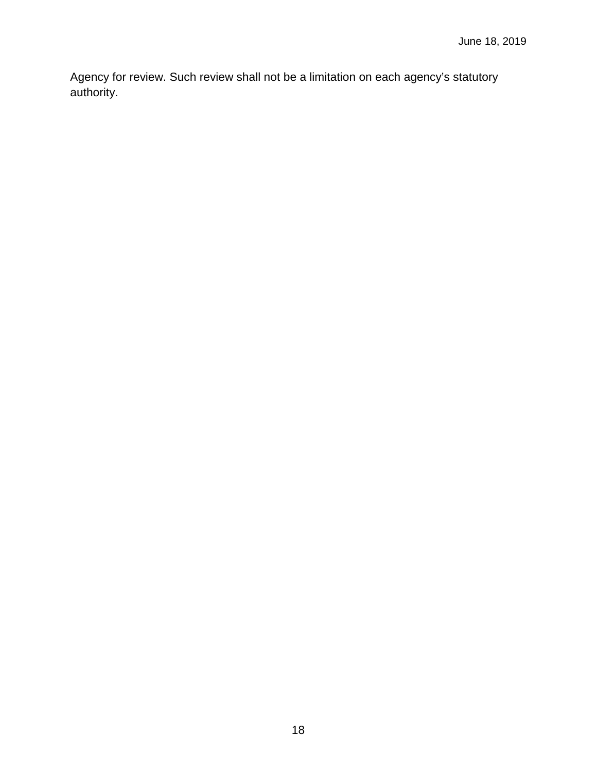Agency for review. Such review shall not be a limitation on each agency's statutory authority.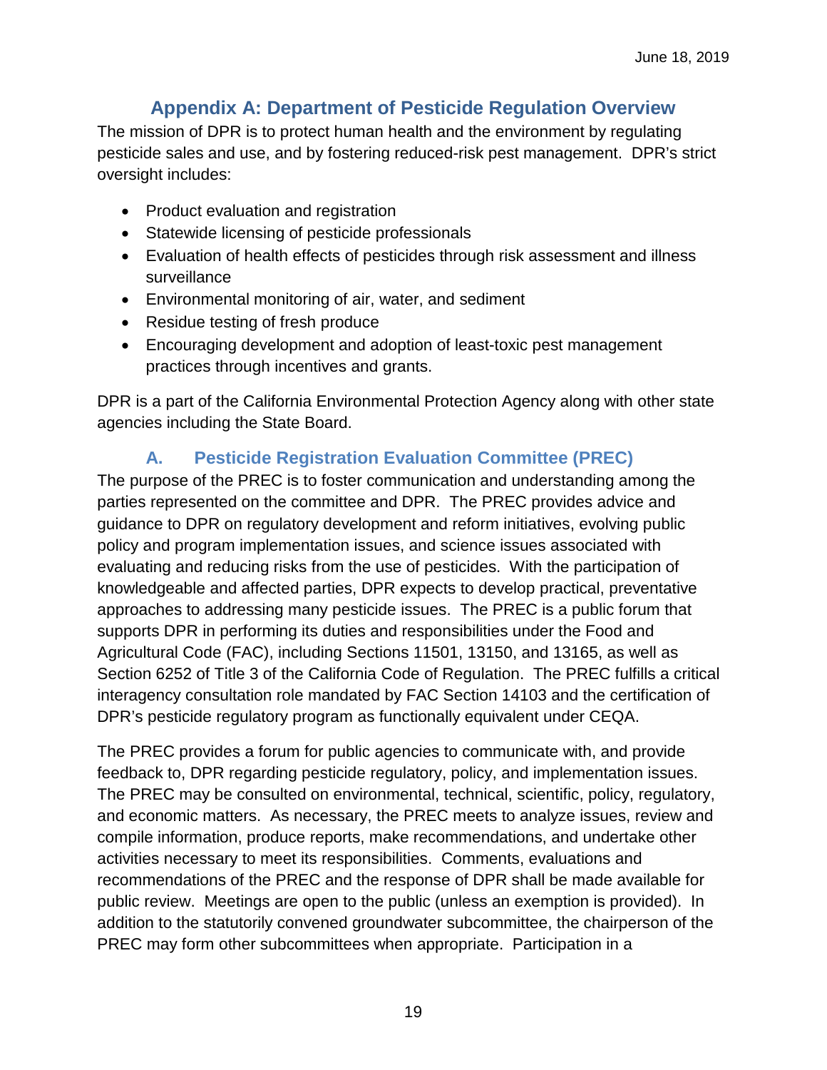# Appendix A: Department of Pesticide Regulation Overview

The mission of DPR is to protect human health and the environment by regulating pesticide sales and use, and by fostering reduced-risk pest management. DPR's strict oversight includes:

- Product evaluation and registration
- Statewide licensing of pesticide professionals
- Evaluation of health effects of pesticides through risk assessment and illness surveillance
- Environmental monitoring of air, water, and sediment
- Residue testing of fresh produce
- Encouraging development and adoption of least-toxic pest management practices through incentives and grants.

DPR is a part of the California Environmental Protection Agency along with other state agencies including the State Board.

## A. Pesticide Registration Evaluation Committee (PREC)

The purpose of the PREC is to foster communication and understanding among the parties represented on the committee and DPR. The PREC provides advice and guidance to DPR on regulatory development and reform initiatives, evolving public policy and program implementation issues, and science issues associated with evaluating and reducing risks from the use of pesticides. With the participation of knowledgeable and affected parties, DPR expects to develop practical, preventative approaches to addressing many pesticide issues. The PREC is a public forum that supports DPR in performing its duties and responsibilities under the Food and Agricultural Code (FAC), including Sections 11501, 13150, and 13165, as well as Section 6252 of Title 3 of the California Code of Regulation. The PREC fulfills a critical interagency consultation role mandated by FAC Section 14103 and the certification of DPR's pesticide regulatory program as functionally equivalent under CEQA.

The PREC provides a forum for public agencies to communicate with, and provide feedback to, DPR regarding pesticide regulatory, policy, and implementation issues. The PREC may be consulted on environmental, technical, scientific, policy, regulatory, and economic matters. As necessary, the PREC meets to analyze issues, review and compile information, produce reports, make recommendations, and undertake other activities necessary to meet its responsibilities. Comments, evaluations and recommendations of the PREC and the response of DPR shall be made available for public review. Meetings are open to the public (unless an exemption is provided). In addition to the statutorily convened groundwater subcommittee, the chairperson of the PREC may form other subcommittees when appropriate. Participation in a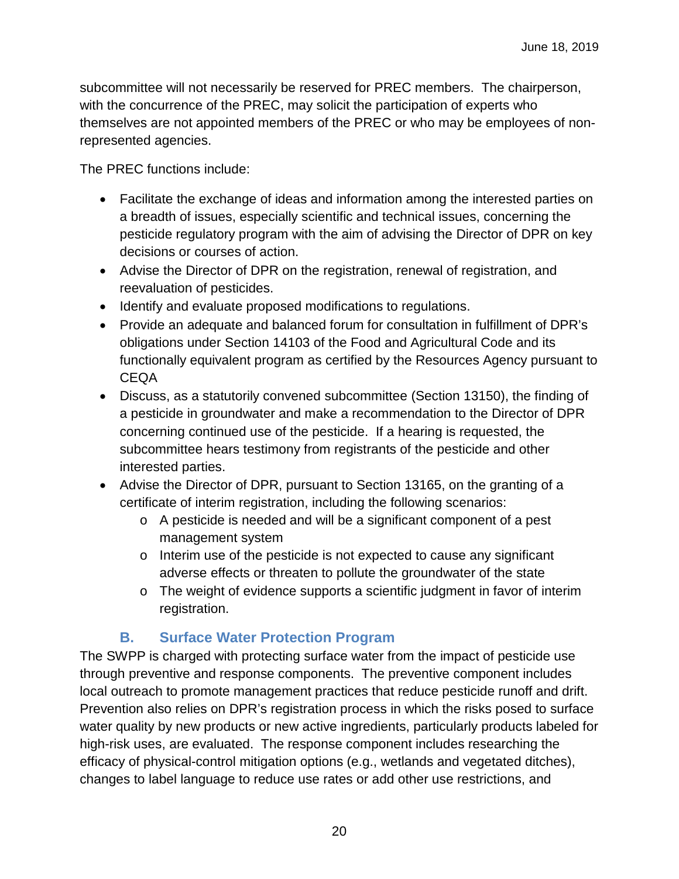subcommittee will not necessarily be reserved for PREC members. The chairperson, with the concurrence of the PREC, may solicit the participation of experts who themselves are not appointed members of the PREC or who may be employees of non-represented agencies.

The PREC functions include:

- Facilitate the exchange of ideas and information among the interested parties on a breadth of issues, especially scientific and technical issues, concerning the pesticide regulatory program with the aim of advising the Director of DPR on key decisions or courses of action.
- Advise the Director of DPR on the registration, renewal of registration, and reevaluation of pesticides.
- Identify and evaluate proposed modifications to regulations.
- Provide an adequate and balanced forum for consultation in fulfillment of DPR's obligations under Section 14103 of the Food and Agricultural Code and its functionally equivalent program as certified by the Resources Agency pursuant to CEQA
- Discuss, as a statutorily convened subcommittee (Section 13150), the finding of a pesticide in groundwater and make a recommendation to the Director of DPR concerning continued use of the pesticide. If a hearing is requested, the subcommittee hears testimony from registrants of the pesticide and other interested parties.
- Advise the Director of DPR, pursuant to Section 13165, on the granting of a certificate of interim registration, including the following scenarios:
  - A pesticide is needed and will be a significant component of a pest management system
  - Interim use of the pesticide is not expected to cause any significant adverse effects or threaten to pollute the groundwater of the state
  - The weight of evidence supports a scientific judgment in favor of interim registration.

## B. Surface Water Protection Program

The SWPP is charged with protecting surface water from the impact of pesticide use through preventive and response components. The preventive component includes local outreach to promote management practices that reduce pesticide runoff and drift. Prevention also relies on DPR's registration process in which the risks posed to surface water quality by new products or new active ingredients, particularly products labeled for high-risk uses, are evaluated. The response component includes researching the efficacy of physical-control mitigation options (e.g., wetlands and vegetated ditches), changes to label language to reduce use rates or add other use restrictions, and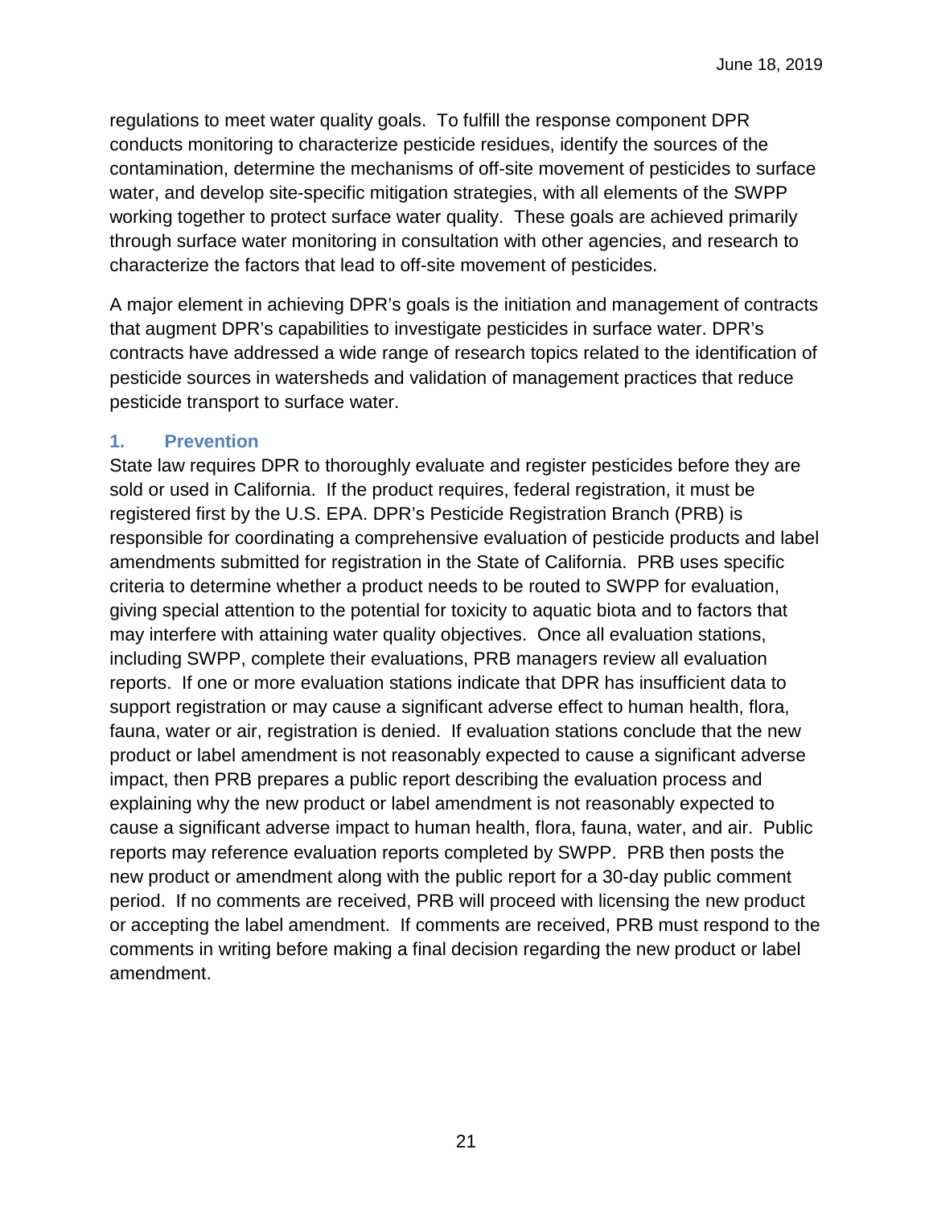regulations to meet water quality goals. To fulfill the response component DPR conducts monitoring to characterize pesticide residues, identify the sources of the contamination, determine the mechanisms of off-site movement of pesticides to surface water, and develop site-specific mitigation strategies, with all elements of the SWPP working together to protect surface water quality. These goals are achieved primarily through surface water monitoring in consultation with other agencies, and research to characterize the factors that lead to off-site movement of pesticides.

A major element in achieving DPR's goals is the initiation and management of contracts that augment DPR's capabilities to investigate pesticides in surface water. DPR's contracts have addressed a wide range of research topics related to the identification of pesticide sources in watersheds and validation of management practices that reduce pesticide transport to surface water.

### 1. Prevention

State law requires DPR to thoroughly evaluate and register pesticides before they are sold or used in California. If the product requires, federal registration, it must be registered first by the U.S. EPA. DPR's Pesticide Registration Branch (PRB) is responsible for coordinating a comprehensive evaluation of pesticide products and label amendments submitted for registration in the State of California. PRB uses specific criteria to determine whether a product needs to be routed to SWPP for evaluation, giving special attention to the potential for toxicity to aquatic biota and to factors that may interfere with attaining water quality objectives. Once all evaluation stations, including SWPP, complete their evaluations, PRB managers review all evaluation reports. If one or more evaluation stations indicate that DPR has insufficient data to support registration or may cause a significant adverse effect to human health, flora, fauna, water or air, registration is denied. If evaluation stations conclude that the new product or label amendment is not reasonably expected to cause a significant adverse impact, then PRB prepares a public report describing the evaluation process and explaining why the new product or label amendment is not reasonably expected to cause a significant adverse impact to human health, flora, fauna, water, and air. Public reports may reference evaluation reports completed by SWPP. PRB then posts the new product or amendment along with the public report for a 30-day public comment period. If no comments are received, PRB will proceed with licensing the new product or accepting the label amendment. If comments are received, PRB must respond to the comments in writing before making a final decision regarding the new product or label amendment.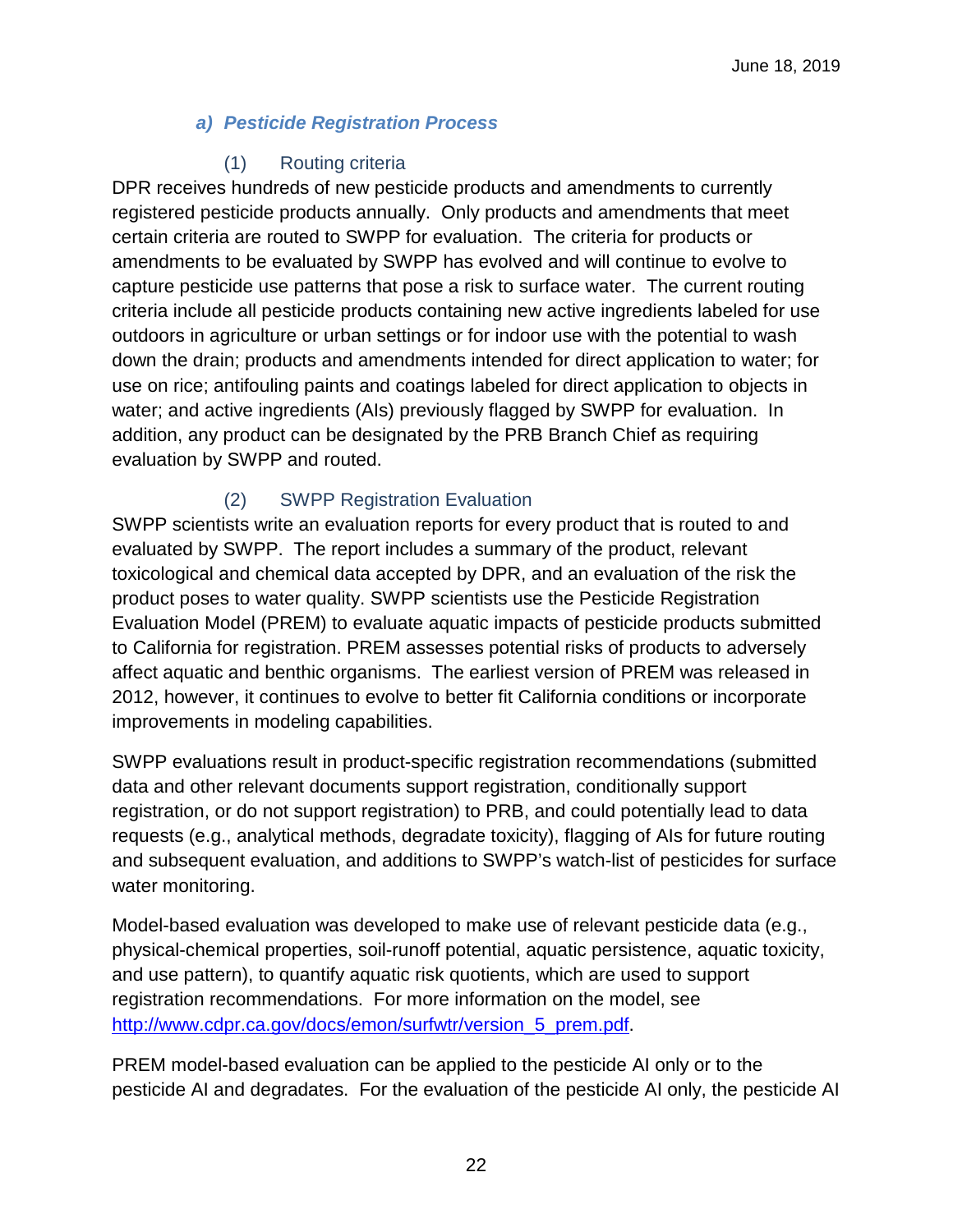### a) *Pesticide Registration Process*

#### (1) Routing criteria

DPR receives hundreds of new pesticide products and amendments to currently registered pesticide products annually. Only products and amendments that meet certain criteria are routed to SWPP for evaluation. The criteria for products or amendments to be evaluated by SWPP has evolved and will continue to evolve to capture pesticide use patterns that pose a risk to surface water. The current routing criteria include all pesticide products containing new active ingredients labeled for use outdoors in agriculture or urban settings or for indoor use with the potential to wash down the drain; products and amendments intended for direct application to water; for use on rice; antifouling paints and coatings labeled for direct application to objects in water; and active ingredients (AIs) previously flagged by SWPP for evaluation. In addition, any product can be designated by the PRB Branch Chief as requiring evaluation by SWPP and routed.

#### (2) SWPP Registration Evaluation

SWPP scientists write an evaluation reports for every product that is routed to and evaluated by SWPP. The report includes a summary of the product, relevant toxicological and chemical data accepted by DPR, and an evaluation of the risk the product poses to water quality. SWPP scientists use the Pesticide Registration Evaluation Model (PREM) to evaluate aquatic impacts of pesticide products submitted to California for registration. PREM assesses potential risks of products to adversely affect aquatic and benthic organisms. The earliest version of PREM was released in 2012, however, it continues to evolve to better fit California conditions or incorporate improvements in modeling capabilities.

SWPP evaluations result in product-specific registration recommendations (submitted data and other relevant documents support registration, conditionally support registration, or do not support registration) to PRB, and could potentially lead to data requests (e.g., analytical methods, degradate toxicity), flagging of AIs for future routing and subsequent evaluation, and additions to SWPP's watch-list of pesticides for surface water monitoring.

Model-based evaluation was developed to make use of relevant pesticide data (e.g., physical-chemical properties, soil-runoff potential, aquatic persistence, aquatic toxicity, and use pattern), to quantify aquatic risk quotients, which are used to support registration recommendations. For more information on the model, see [http://www.cdpr.ca.gov/docs/emon/surfwtr/version_5_prem.pdf](http://www.cdpr.ca.gov/docs/emon/surfwtr/version_5_prem.pdf).

PREM model-based evaluation can be applied to the pesticide AI only or to the pesticide AI and degradates. For the evaluation of the pesticide AI only, the pesticide AI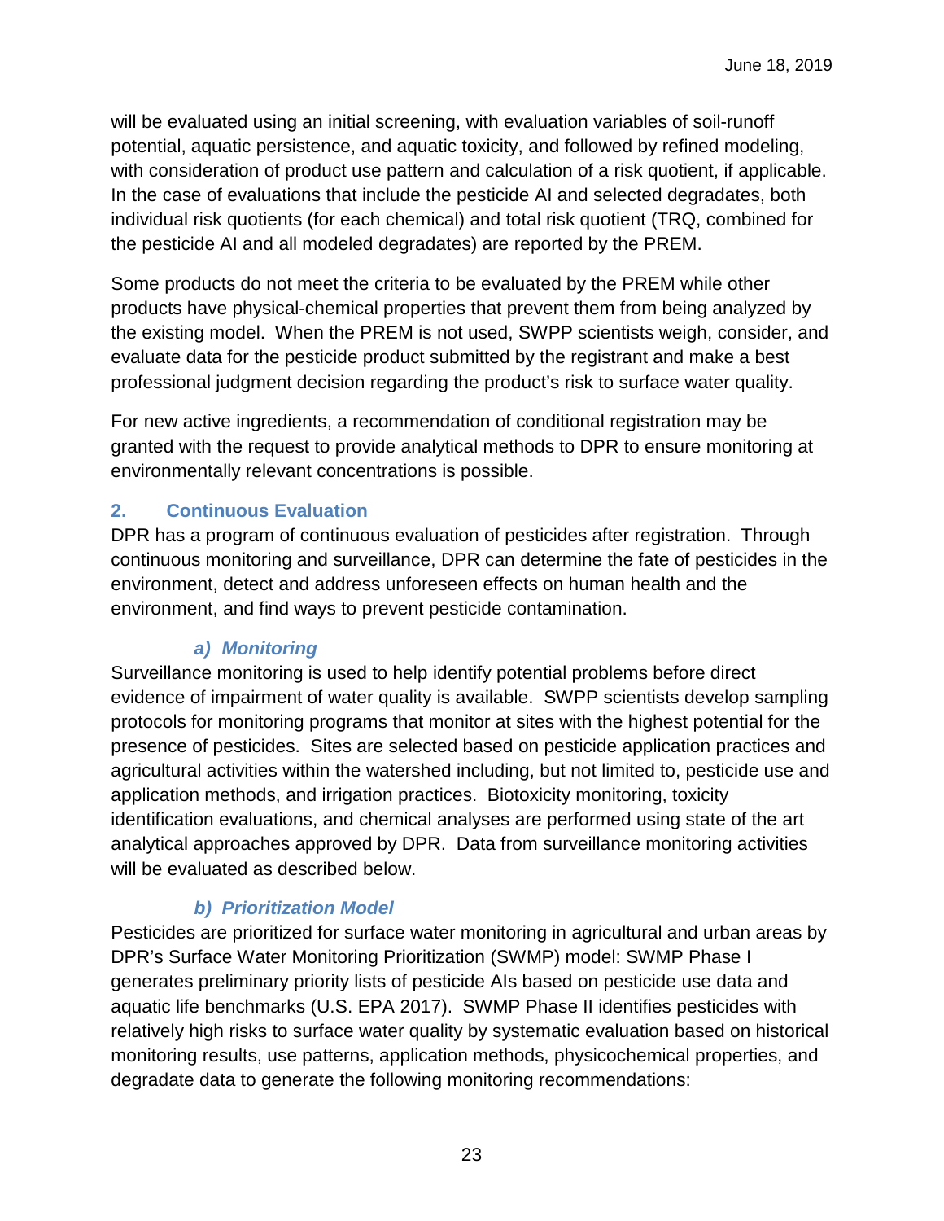will be evaluated using an initial screening, with evaluation variables of soil-runoff potential, aquatic persistence, and aquatic toxicity, and followed by refined modeling, with consideration of product use pattern and calculation of a risk quotient, if applicable. In the case of evaluations that include the pesticide AI and selected degradates, both individual risk quotients (for each chemical) and total risk quotient (TRQ, combined for the pesticide AI and all modeled degradates) are reported by the PREM.

Some products do not meet the criteria to be evaluated by the PREM while other products have physical-chemical properties that prevent them from being analyzed by the existing model. When the PREM is not used, SWPP scientists weigh, consider, and evaluate data for the pesticide product submitted by the registrant and make a best professional judgment decision regarding the product's risk to surface water quality.

For new active ingredients, a recommendation of conditional registration may be granted with the request to provide analytical methods to DPR to ensure monitoring at environmentally relevant concentrations is possible.

## 2. Continuous Evaluation

DPR has a program of continuous evaluation of pesticides after registration. Through continuous monitoring and surveillance, DPR can determine the fate of pesticides in the environment, detect and address unforeseen effects on human health and the environment, and find ways to prevent pesticide contamination.

### *a) Monitoring*

Surveillance monitoring is used to help identify potential problems before direct evidence of impairment of water quality is available. SWPP scientists develop sampling protocols for monitoring programs that monitor at sites with the highest potential for the presence of pesticides. Sites are selected based on pesticide application practices and agricultural activities within the watershed including, but not limited to, pesticide use and application methods, and irrigation practices. Biotoxicity monitoring, toxicity identification evaluations, and chemical analyses are performed using state of the art analytical approaches approved by DPR. Data from surveillance monitoring activities will be evaluated as described below.

### *b) Prioritization Model*

Pesticides are prioritized for surface water monitoring in agricultural and urban areas by DPR's Surface Water Monitoring Prioritization (SWMP) model: SWMP Phase I generates preliminary priority lists of pesticide AIs based on pesticide use data and aquatic life benchmarks (U.S. EPA 2017). SWMP Phase II identifies pesticides with relatively high risks to surface water quality by systematic evaluation based on historical monitoring results, use patterns, application methods, physicochemical properties, and degradate data to generate the following monitoring recommendations: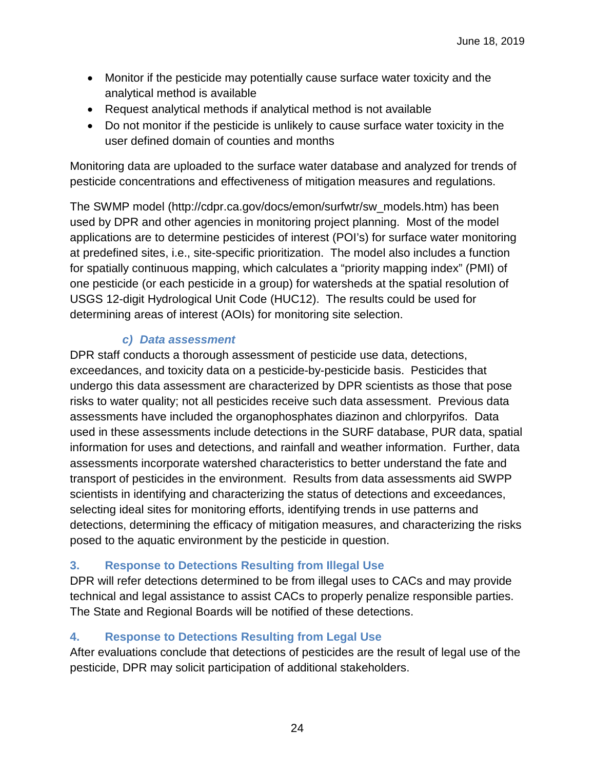- Monitor if the pesticide may potentially cause surface water toxicity and the analytical method is available
- Request analytical methods if analytical method is not available
- Do not monitor if the pesticide is unlikely to cause surface water toxicity in the user defined domain of counties and months

Monitoring data are uploaded to the surface water database and analyzed for trends of pesticide concentrations and effectiveness of mitigation measures and regulations.

The SWMP model (http://cdpr.ca.gov/docs/emon/surfwtr/sw_models.htm) has been used by DPR and other agencies in monitoring project planning. Most of the model applications are to determine pesticides of interest (POI's) for surface water monitoring at predefined sites, i.e., site-specific prioritization. The model also includes a function for spatially continuous mapping, which calculates a "priority mapping index" (PMI) of one pesticide (or each pesticide in a group) for watersheds at the spatial resolution of USGS 12-digit Hydrological Unit Code (HUC12). The results could be used for determining areas of interest (AOIs) for monitoring site selection.

#### *c) Data assessment*

DPR staff conducts a thorough assessment of pesticide use data, detections, exceedances, and toxicity data on a pesticide-by-pesticide basis. Pesticides that undergo this data assessment are characterized by DPR scientists as those that pose risks to water quality; not all pesticides receive such data assessment. Previous data assessments have included the organophosphates diazinon and chlorpyrifos. Data used in these assessments include detections in the SURF database, PUR data, spatial information for uses and detections, and rainfall and weather information. Further, data assessments incorporate watershed characteristics to better understand the fate and transport of pesticides in the environment. Results from data assessments aid SWPP scientists in identifying and characterizing the status of detections and exceedances, selecting ideal sites for monitoring efforts, identifying trends in use patterns and detections, determining the efficacy of mitigation measures, and characterizing the risks posed to the aquatic environment by the pesticide in question.

### 3. Response to Detections Resulting from Illegal Use

DPR will refer detections determined to be from illegal uses to CACs and may provide technical and legal assistance to assist CACs to properly penalize responsible parties. The State and Regional Boards will be notified of these detections.

### 4. Response to Detections Resulting from Legal Use

After evaluations conclude that detections of pesticides are the result of legal use of the pesticide, DPR may solicit participation of additional stakeholders.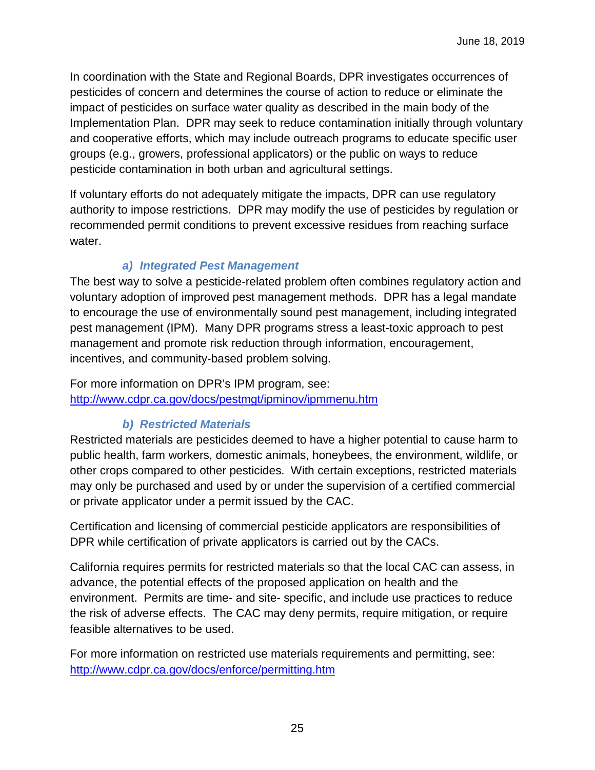In coordination with the State and Regional Boards, DPR investigates occurrences of pesticides of concern and determines the course of action to reduce or eliminate the impact of pesticides on surface water quality as described in the main body of the Implementation Plan. DPR may seek to reduce contamination initially through voluntary and cooperative efforts, which may include outreach programs to educate specific user groups (e.g., growers, professional applicators) or the public on ways to reduce pesticide contamination in both urban and agricultural settings.

If voluntary efforts do not adequately mitigate the impacts, DPR can use regulatory authority to impose restrictions. DPR may modify the use of pesticides by regulation or recommended permit conditions to prevent excessive residues from reaching surface water.

#### *a) Integrated Pest Management*

The best way to solve a pesticide-related problem often combines regulatory action and voluntary adoption of improved pest management methods. DPR has a legal mandate to encourage the use of environmentally sound pest management, including integrated pest management (IPM). Many DPR programs stress a least-toxic approach to pest management and promote risk reduction through information, encouragement, incentives, and community-based problem solving.

For more information on DPR's IPM program, see:
http://www.cdpr.ca.gov/docs/pestmgt/ipminov/ipmmenu.htm

#### *b) Restricted Materials*

Restricted materials are pesticides deemed to have a higher potential to cause harm to public health, farm workers, domestic animals, honeybees, the environment, wildlife, or other crops compared to other pesticides. With certain exceptions, restricted materials may only be purchased and used by or under the supervision of a certified commercial or private applicator under a permit issued by the CAC.

Certification and licensing of commercial pesticide applicators are responsibilities of DPR while certification of private applicators is carried out by the CACs.

California requires permits for restricted materials so that the local CAC can assess, in advance, the potential effects of the proposed application on health and the environment. Permits are time- and site- specific, and include use practices to reduce the risk of adverse effects. The CAC may deny permits, require mitigation, or require feasible alternatives to be used.

For more information on restricted use materials requirements and permitting, see:
http://www.cdpr.ca.gov/docs/enforce/permitting.htm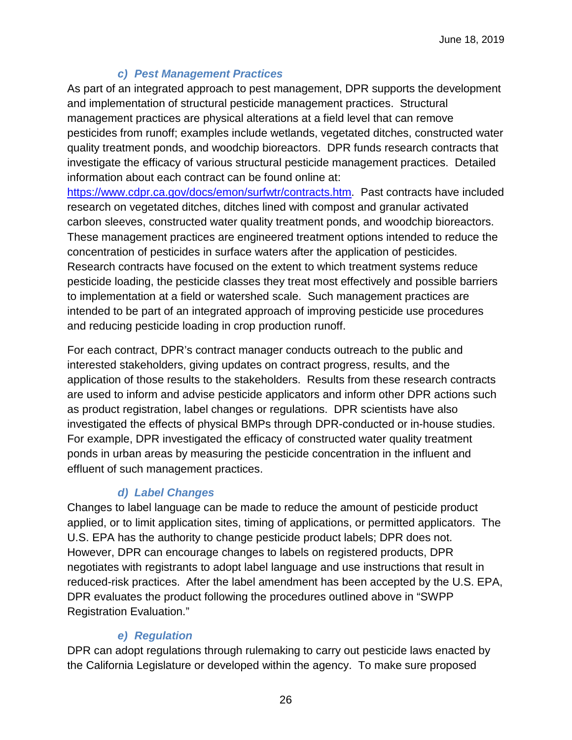### c) Pest Management Practices

As part of an integrated approach to pest management, DPR supports the development and implementation of structural pesticide management practices. Structural management practices are physical alterations at a field level that can remove pesticides from runoff; examples include wetlands, vegetated ditches, constructed water quality treatment ponds, and woodchip bioreactors. DPR funds research contracts that investigate the efficacy of various structural pesticide management practices. Detailed information about each contract can be found online at: [https://www.cdpr.ca.gov/docs/emon/surfwtr/contracts.htm](https://www.cdpr.ca.gov/docs/emon/surfwtr/contracts.htm). Past contracts have included research on vegetated ditches, ditches lined with compost and granular activated carbon sleeves, constructed water quality treatment ponds, and woodchip bioreactors. These management practices are engineered treatment options intended to reduce the concentration of pesticides in surface waters after the application of pesticides. Research contracts have focused on the extent to which treatment systems reduce pesticide loading, the pesticide classes they treat most effectively and possible barriers to implementation at a field or watershed scale. Such management practices are intended to be part of an integrated approach of improving pesticide use procedures and reducing pesticide loading in crop production runoff.

For each contract, DPR's contract manager conducts outreach to the public and interested stakeholders, giving updates on contract progress, results, and the application of those results to the stakeholders. Results from these research contracts are used to inform and advise pesticide applicators and inform other DPR actions such as product registration, label changes or regulations. DPR scientists have also investigated the effects of physical BMPs through DPR-conducted or in-house studies. For example, DPR investigated the efficacy of constructed water quality treatment ponds in urban areas by measuring the pesticide concentration in the influent and effluent of such management practices.

### d) Label Changes

Changes to label language can be made to reduce the amount of pesticide product applied, or to limit application sites, timing of applications, or permitted applicators. The U.S. EPA has the authority to change pesticide product labels; DPR does not. However, DPR can encourage changes to labels on registered products, DPR negotiates with registrants to adopt label language and use instructions that result in reduced-risk practices. After the label amendment has been accepted by the U.S. EPA, DPR evaluates the product following the procedures outlined above in "SWPP Registration Evaluation."

### e) Regulation

DPR can adopt regulations through rulemaking to carry out pesticide laws enacted by the California Legislature or developed within the agency. To make sure proposed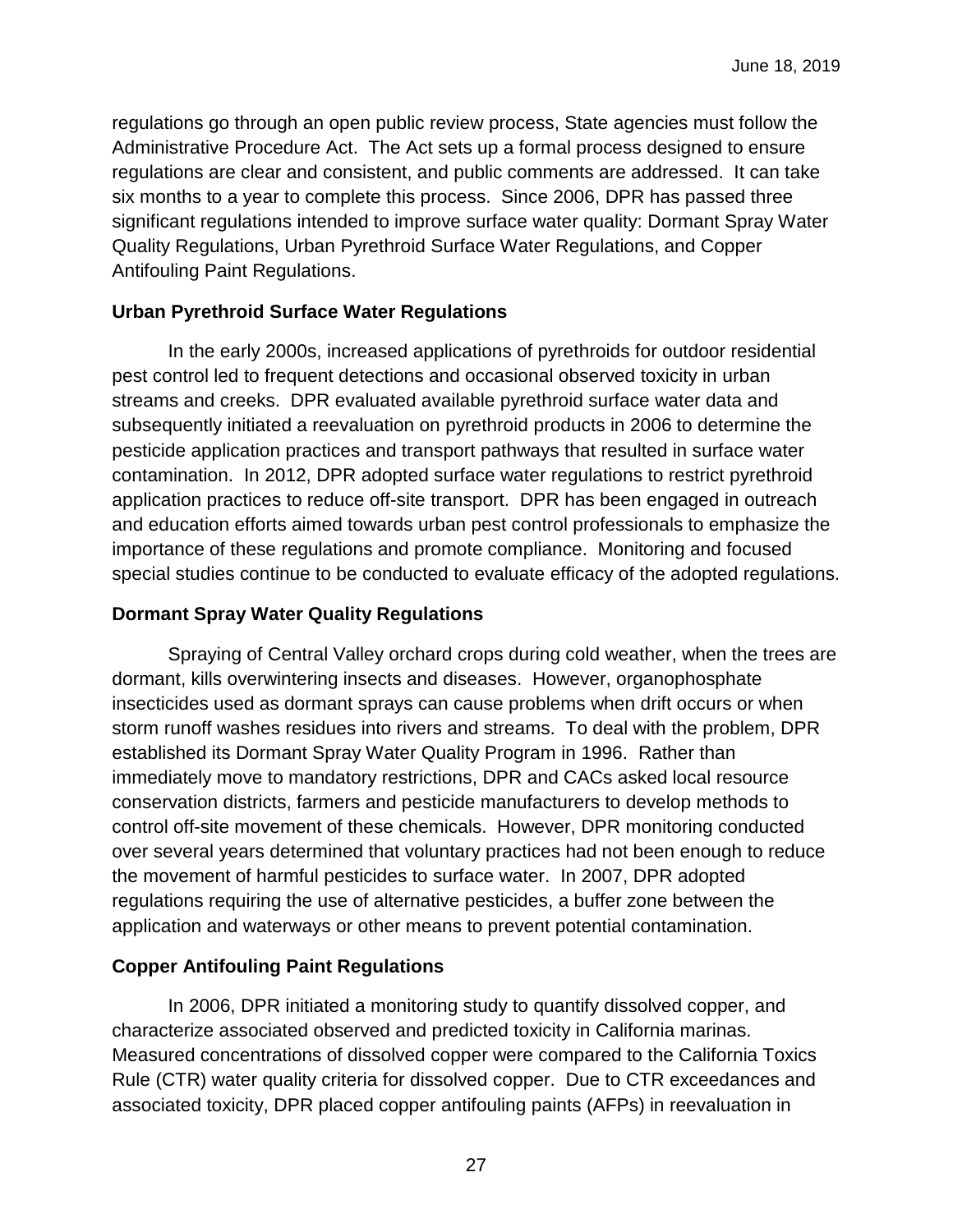regulations go through an open public review process, State agencies must follow the Administrative Procedure Act. The Act sets up a formal process designed to ensure regulations are clear and consistent, and public comments are addressed. It can take six months to a year to complete this process. Since 2006, DPR has passed three significant regulations intended to improve surface water quality: Dormant Spray Water Quality Regulations, Urban Pyrethroid Surface Water Regulations, and Copper Antifouling Paint Regulations.

**Urban Pyrethroid Surface Water Regulations**

In the early 2000s, increased applications of pyrethroids for outdoor residential pest control led to frequent detections and occasional observed toxicity in urban streams and creeks. DPR evaluated available pyrethroid surface water data and subsequently initiated a reevaluation on pyrethroid products in 2006 to determine the pesticide application practices and transport pathways that resulted in surface water contamination. In 2012, DPR adopted surface water regulations to restrict pyrethroid application practices to reduce off-site transport. DPR has been engaged in outreach and education efforts aimed towards urban pest control professionals to emphasize the importance of these regulations and promote compliance. Monitoring and focused special studies continue to be conducted to evaluate efficacy of the adopted regulations.

**Dormant Spray Water Quality Regulations**

Spraying of Central Valley orchard crops during cold weather, when the trees are dormant, kills overwintering insects and diseases. However, organophosphate insecticides used as dormant sprays can cause problems when drift occurs or when storm runoff washes residues into rivers and streams. To deal with the problem, DPR established its Dormant Spray Water Quality Program in 1996. Rather than immediately move to mandatory restrictions, DPR and CACs asked local resource conservation districts, farmers and pesticide manufacturers to develop methods to control off-site movement of these chemicals. However, DPR monitoring conducted over several years determined that voluntary practices had not been enough to reduce the movement of harmful pesticides to surface water. In 2007, DPR adopted regulations requiring the use of alternative pesticides, a buffer zone between the application and waterways or other means to prevent potential contamination.

**Copper Antifouling Paint Regulations**

In 2006, DPR initiated a monitoring study to quantify dissolved copper, and characterize associated observed and predicted toxicity in California marinas. Measured concentrations of dissolved copper were compared to the California Toxics Rule (CTR) water quality criteria for dissolved copper. Due to CTR exceedances and associated toxicity, DPR placed copper antifouling paints (AFPs) in reevaluation in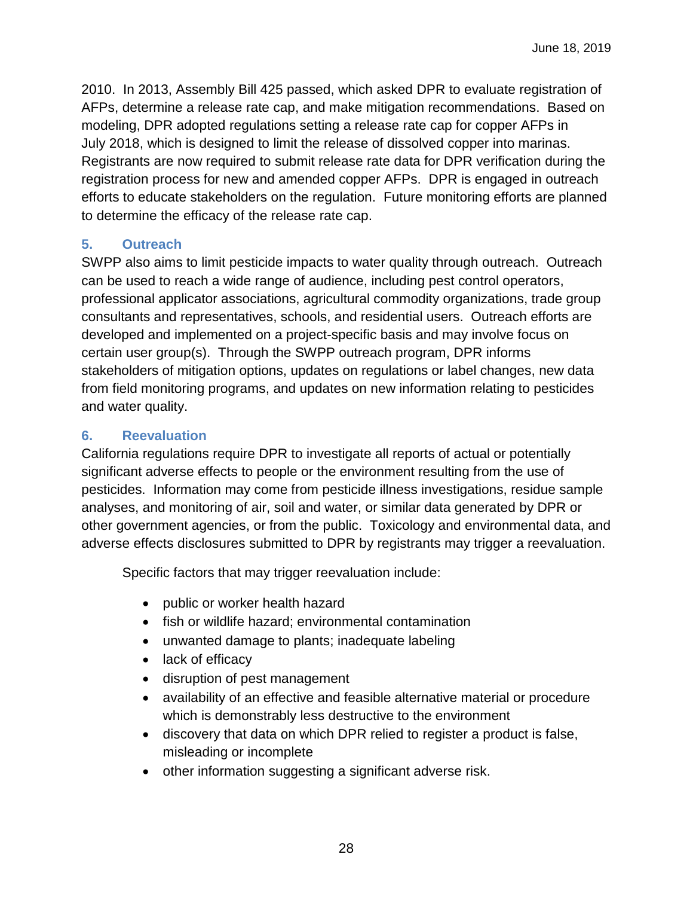2010. In 2013, Assembly Bill 425 passed, which asked DPR to evaluate registration of AFPs, determine a release rate cap, and make mitigation recommendations. Based on modeling, DPR adopted regulations setting a release rate cap for copper AFPs in July 2018, which is designed to limit the release of dissolved copper into marinas. Registrants are now required to submit release rate data for DPR verification during the registration process for new and amended copper AFPs. DPR is engaged in outreach efforts to educate stakeholders on the regulation. Future monitoring efforts are planned to determine the efficacy of the release rate cap.

### 5. Outreach

SWPP also aims to limit pesticide impacts to water quality through outreach. Outreach can be used to reach a wide range of audience, including pest control operators, professional applicator associations, agricultural commodity organizations, trade group consultants and representatives, schools, and residential users. Outreach efforts are developed and implemented on a project-specific basis and may involve focus on certain user group(s). Through the SWPP outreach program, DPR informs stakeholders of mitigation options, updates on regulations or label changes, new data from field monitoring programs, and updates on new information relating to pesticides and water quality.

### 6. Reevaluation

California regulations require DPR to investigate all reports of actual or potentially significant adverse effects to people or the environment resulting from the use of pesticides. Information may come from pesticide illness investigations, residue sample analyses, and monitoring of air, soil and water, or similar data generated by DPR or other government agencies, or from the public. Toxicology and environmental data, and adverse effects disclosures submitted to DPR by registrants may trigger a reevaluation.

Specific factors that may trigger reevaluation include:

- public or worker health hazard
- fish or wildlife hazard; environmental contamination
- unwanted damage to plants; inadequate labeling
- lack of efficacy
- disruption of pest management
- availability of an effective and feasible alternative material or procedure which is demonstrably less destructive to the environment
- discovery that data on which DPR relied to register a product is false, misleading or incomplete
- other information suggesting a significant adverse risk.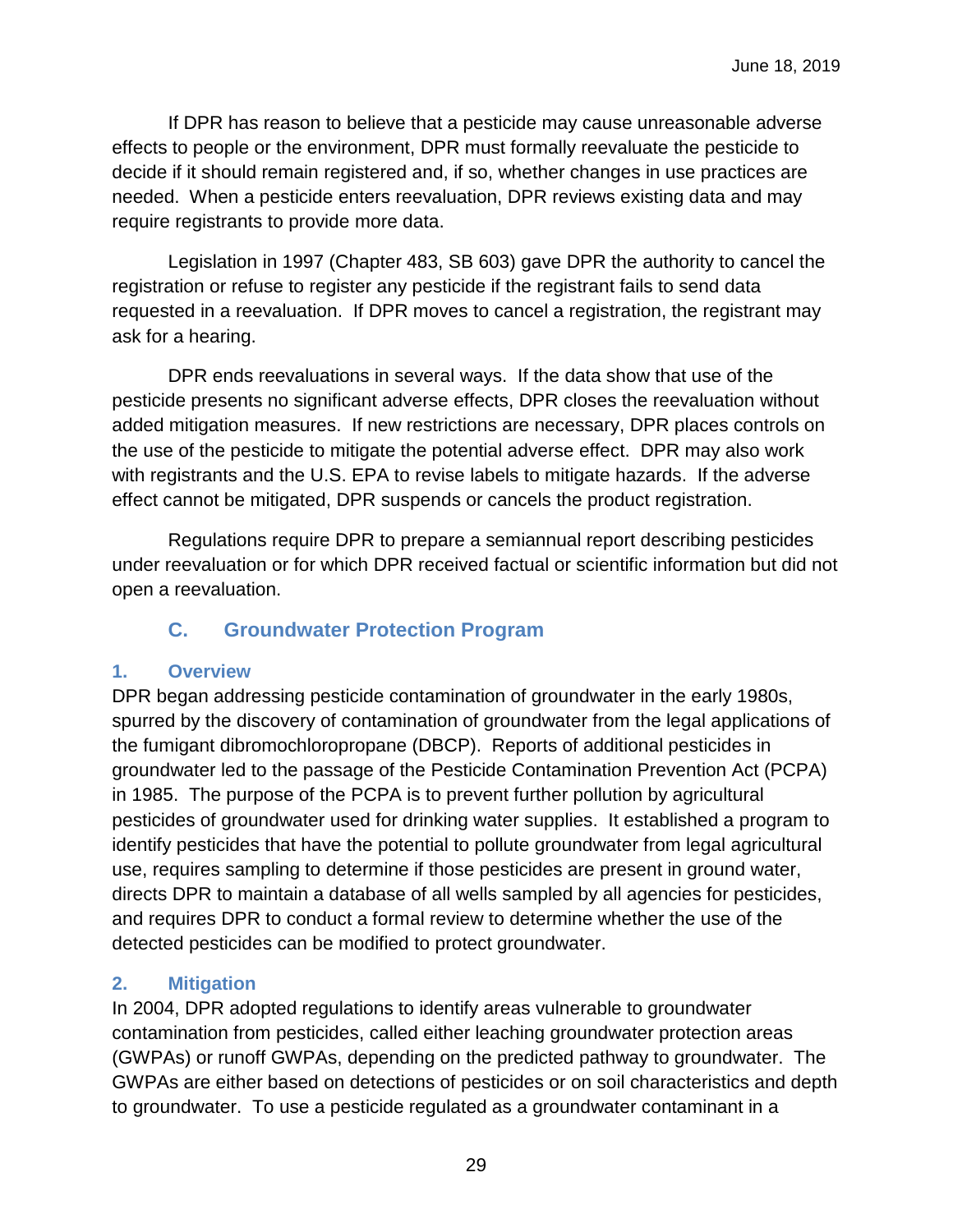If DPR has reason to believe that a pesticide may cause unreasonable adverse effects to people or the environment, DPR must formally reevaluate the pesticide to decide if it should remain registered and, if so, whether changes in use practices are needed. When a pesticide enters reevaluation, DPR reviews existing data and may require registrants to provide more data.

Legislation in 1997 (Chapter 483, SB 603) gave DPR the authority to cancel the registration or refuse to register any pesticide if the registrant fails to send data requested in a reevaluation. If DPR moves to cancel a registration, the registrant may ask for a hearing.

DPR ends reevaluations in several ways. If the data show that use of the pesticide presents no significant adverse effects, DPR closes the reevaluation without added mitigation measures. If new restrictions are necessary, DPR places controls on the use of the pesticide to mitigate the potential adverse effect. DPR may also work with registrants and the U.S. EPA to revise labels to mitigate hazards. If the adverse effect cannot be mitigated, DPR suspends or cancels the product registration.

Regulations require DPR to prepare a semiannual report describing pesticides under reevaluation or for which DPR received factual or scientific information but did not open a reevaluation.

## C. Groundwater Protection Program

### 1. Overview

DPR began addressing pesticide contamination of groundwater in the early 1980s, spurred by the discovery of contamination of groundwater from the legal applications of the fumigant dibromochloropropane (DBCP). Reports of additional pesticides in groundwater led to the passage of the Pesticide Contamination Prevention Act (PCPA) in 1985. The purpose of the PCPA is to prevent further pollution by agricultural pesticides of groundwater used for drinking water supplies. It established a program to identify pesticides that have the potential to pollute groundwater from legal agricultural use, requires sampling to determine if those pesticides are present in ground water, directs DPR to maintain a database of all wells sampled by all agencies for pesticides, and requires DPR to conduct a formal review to determine whether the use of the detected pesticides can be modified to protect groundwater.

### 2. Mitigation

In 2004, DPR adopted regulations to identify areas vulnerable to groundwater contamination from pesticides, called either leaching groundwater protection areas (GWPAs) or runoff GWPAs, depending on the predicted pathway to groundwater. The GWPAs are either based on detections of pesticides or on soil characteristics and depth to groundwater. To use a pesticide regulated as a groundwater contaminant in a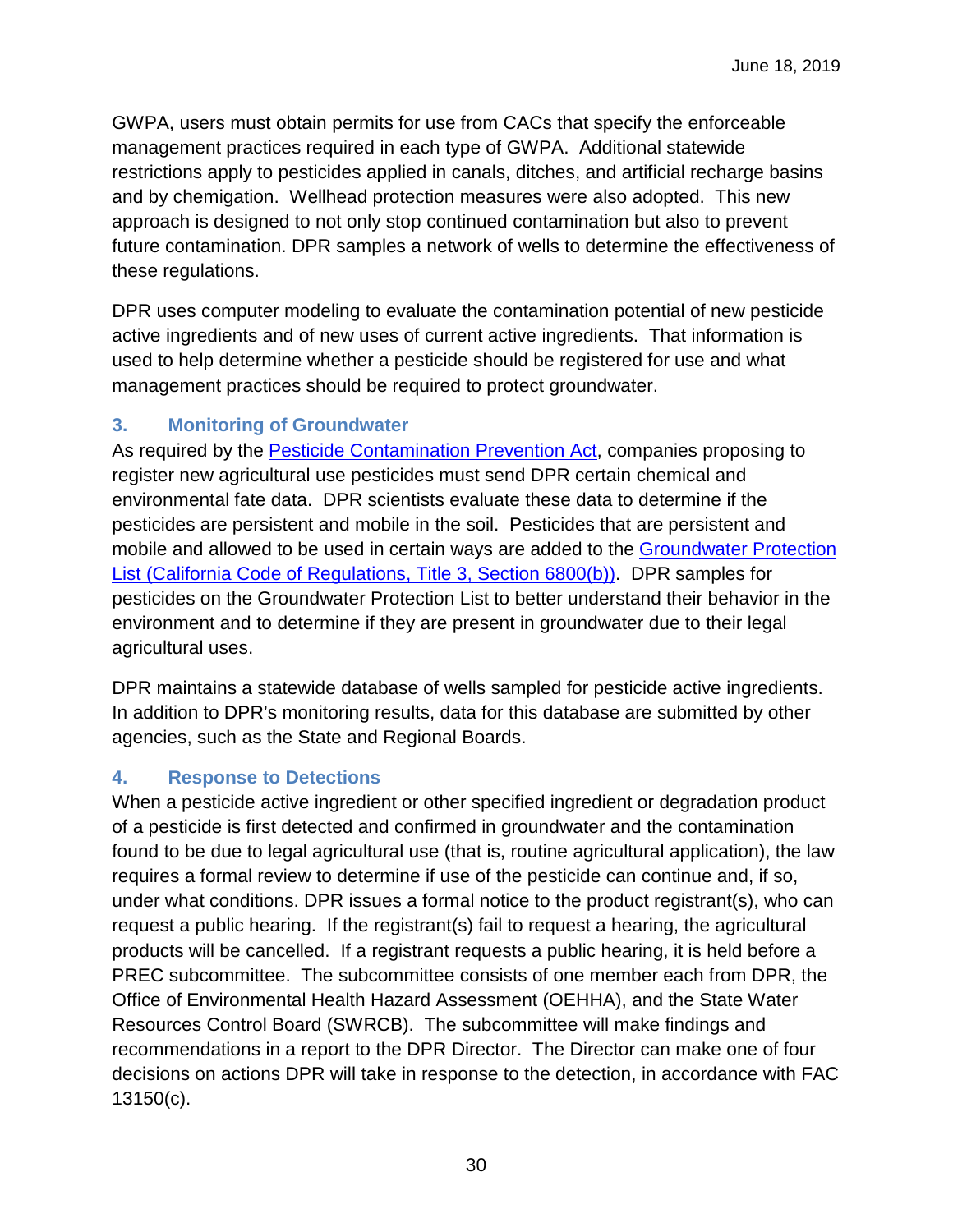GWPA, users must obtain permits for use from CACs that specify the enforceable management practices required in each type of GWPA. Additional statewide restrictions apply to pesticides applied in canals, ditches, and artificial recharge basins and by chemigation. Wellhead protection measures were also adopted. This new approach is designed to not only stop continued contamination but also to prevent future contamination. DPR samples a network of wells to determine the effectiveness of these regulations.

DPR uses computer modeling to evaluate the contamination potential of new pesticide active ingredients and of new uses of current active ingredients. That information is used to help determine whether a pesticide should be registered for use and what management practices should be required to protect groundwater.

### 3. Monitoring of Groundwater

As required by the [Pesticide Contamination Prevention Act](), companies proposing to register new agricultural use pesticides must send DPR certain chemical and environmental fate data. DPR scientists evaluate these data to determine if the pesticides are persistent and mobile in the soil. Pesticides that are persistent and mobile and allowed to be used in certain ways are added to the [Groundwater Protection List (California Code of Regulations, Title 3, Section 6800(b))](). DPR samples for pesticides on the Groundwater Protection List to better understand their behavior in the environment and to determine if they are present in groundwater due to their legal agricultural uses.

DPR maintains a statewide database of wells sampled for pesticide active ingredients. In addition to DPR's monitoring results, data for this database are submitted by other agencies, such as the State and Regional Boards.

### 4. Response to Detections

When a pesticide active ingredient or other specified ingredient or degradation product of a pesticide is first detected and confirmed in groundwater and the contamination found to be due to legal agricultural use (that is, routine agricultural application), the law requires a formal review to determine if use of the pesticide can continue and, if so, under what conditions. DPR issues a formal notice to the product registrant(s), who can request a public hearing. If the registrant(s) fail to request a hearing, the agricultural products will be cancelled. If a registrant requests a public hearing, it is held before a PREC subcommittee. The subcommittee consists of one member each from DPR, the Office of Environmental Health Hazard Assessment (OEHHA), and the State Water Resources Control Board (SWRCB). The subcommittee will make findings and recommendations in a report to the DPR Director. The Director can make one of four decisions on actions DPR will take in response to the detection, in accordance with FAC 13150(c).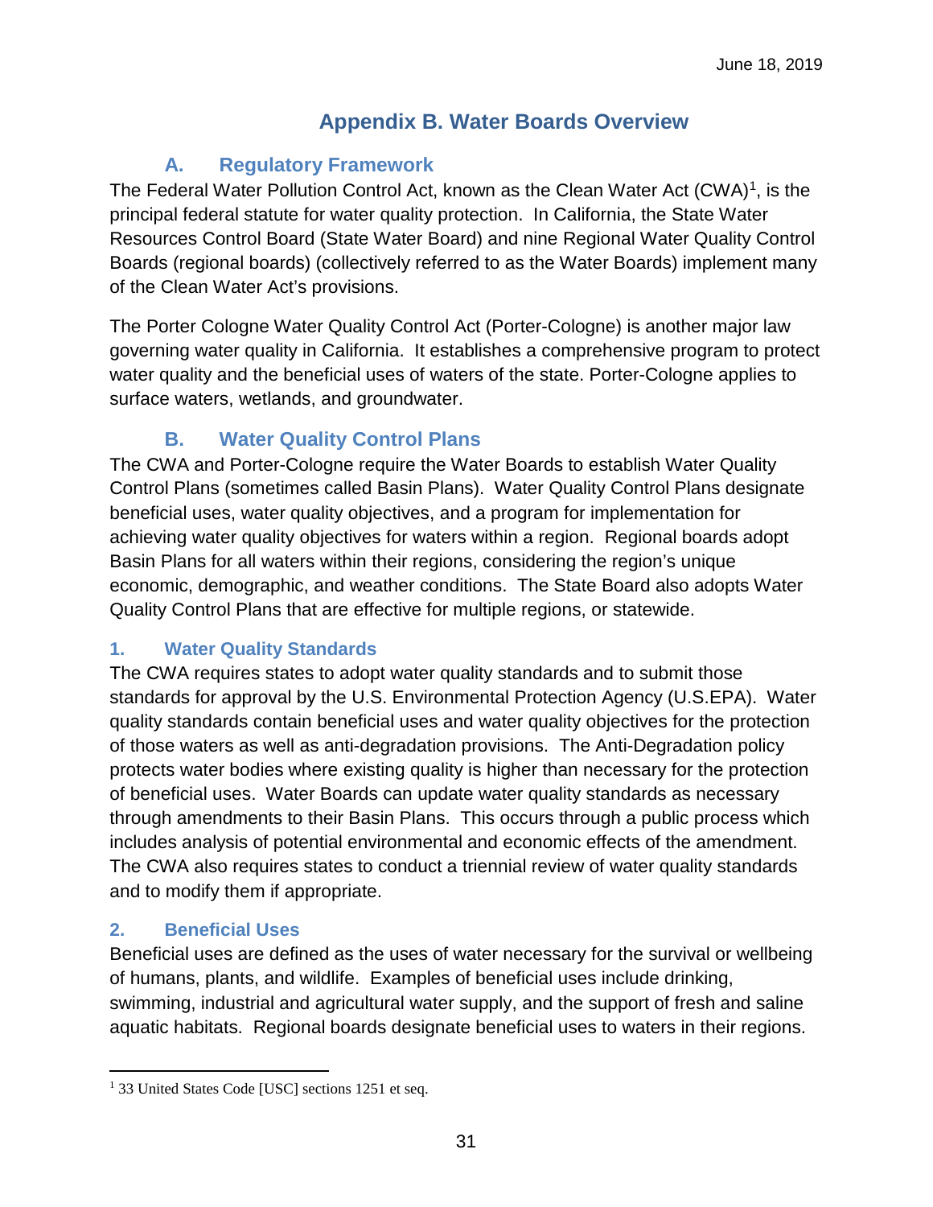# Appendix B. Water Boards Overview

## A. Regulatory Framework

The Federal Water Pollution Control Act, known as the Clean Water Act (CWA)[1], is the principal federal statute for water quality protection. In California, the State Water Resources Control Board (State Water Board) and nine Regional Water Quality Control Boards (regional boards) (collectively referred to as the Water Boards) implement many of the Clean Water Act's provisions.

The Porter Cologne Water Quality Control Act (Porter-Cologne) is another major law governing water quality in California. It establishes a comprehensive program to protect water quality and the beneficial uses of waters of the state. Porter-Cologne applies to surface waters, wetlands, and groundwater.

## B. Water Quality Control Plans

The CWA and Porter-Cologne require the Water Boards to establish Water Quality Control Plans (sometimes called Basin Plans). Water Quality Control Plans designate beneficial uses, water quality objectives, and a program for implementation for achieving water quality objectives for waters within a region. Regional boards adopt Basin Plans for all waters within their regions, considering the region's unique economic, demographic, and weather conditions. The State Board also adopts Water Quality Control Plans that are effective for multiple regions, or statewide.

### 1. Water Quality Standards

The CWA requires states to adopt water quality standards and to submit those standards for approval by the U.S. Environmental Protection Agency (U.S.EPA). Water quality standards contain beneficial uses and water quality objectives for the protection of those waters as well as anti-degradation provisions. The Anti-Degradation policy protects water bodies where existing quality is higher than necessary for the protection of beneficial uses. Water Boards can update water quality standards as necessary through amendments to their Basin Plans. This occurs through a public process which includes analysis of potential environmental and economic effects of the amendment. The CWA also requires states to conduct a triennial review of water quality standards and to modify them if appropriate.

### 2. Beneficial Uses

Beneficial uses are defined as the uses of water necessary for the survival or wellbeing of humans, plants, and wildlife. Examples of beneficial uses include drinking, swimming, industrial and agricultural water supply, and the support of fresh and saline aquatic habitats. Regional boards designate beneficial uses to waters in their regions.

---

[1] 33 United States Code [USC] sections 1251 et seq.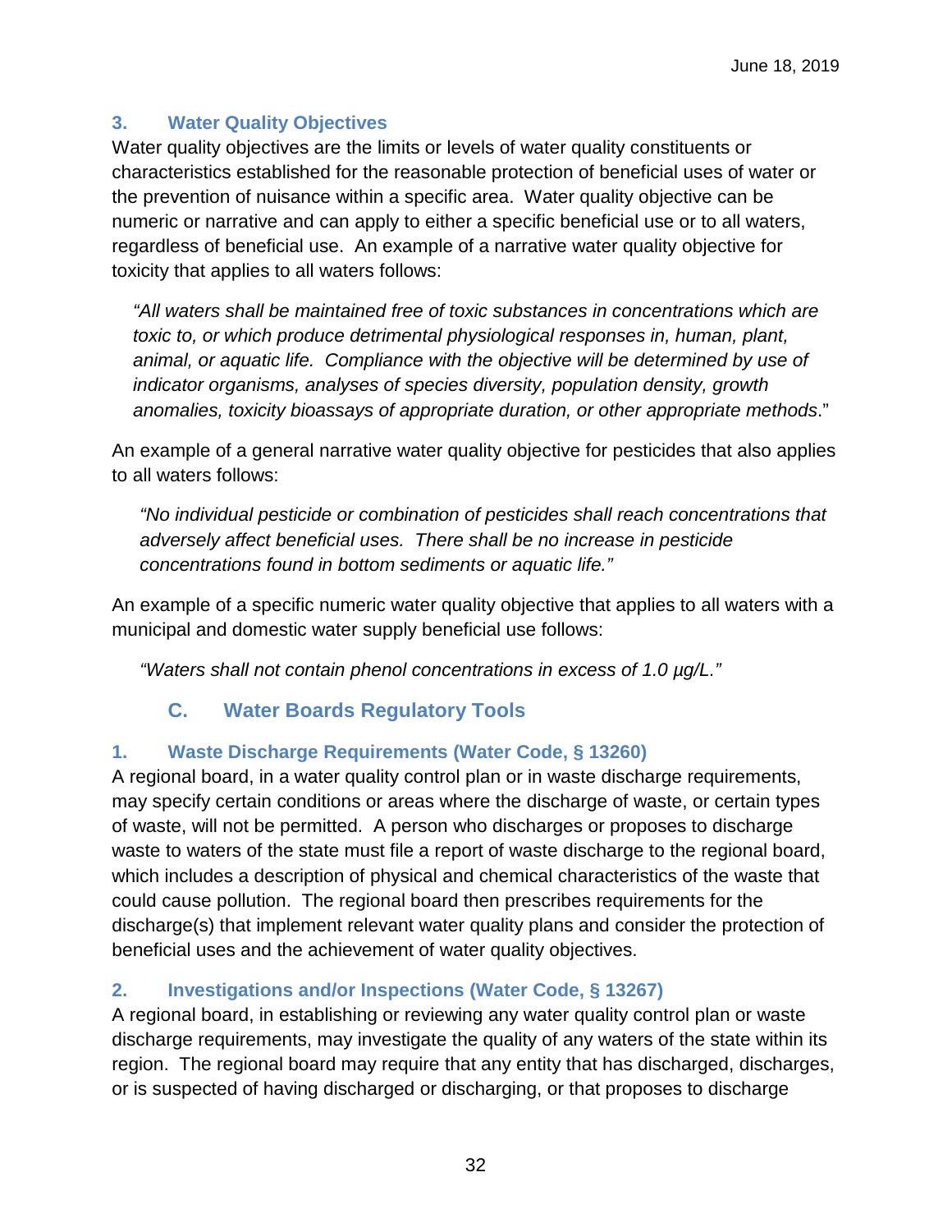### 3. Water Quality Objectives

Water quality objectives are the limits or levels of water quality constituents or characteristics established for the reasonable protection of beneficial uses of water or the prevention of nuisance within a specific area. Water quality objective can be numeric or narrative and can apply to either a specific beneficial use or to all waters, regardless of beneficial use. An example of a narrative water quality objective for toxicity that applies to all waters follows:

> *"All waters shall be maintained free of toxic substances in concentrations which are toxic to, or which produce detrimental physiological responses in, human, plant, animal, or aquatic life. Compliance with the objective will be determined by use of indicator organisms, analyses of species diversity, population density, growth anomalies, toxicity bioassays of appropriate duration, or other appropriate methods*."

An example of a general narrative water quality objective for pesticides that also applies to all waters follows:

> *"No individual pesticide or combination of pesticides shall reach concentrations that adversely affect beneficial uses. There shall be no increase in pesticide concentrations found in bottom sediments or aquatic life."*

An example of a specific numeric water quality objective that applies to all waters with a municipal and domestic water supply beneficial use follows:

> *"Waters shall not contain phenol concentrations in excess of 1.0 µg/L."*

## C. Water Boards Regulatory Tools

### 1. Waste Discharge Requirements (Water Code, § 13260)

A regional board, in a water quality control plan or in waste discharge requirements, may specify certain conditions or areas where the discharge of waste, or certain types of waste, will not be permitted. A person who discharges or proposes to discharge waste to waters of the state must file a report of waste discharge to the regional board, which includes a description of physical and chemical characteristics of the waste that could cause pollution. The regional board then prescribes requirements for the discharge(s) that implement relevant water quality plans and consider the protection of beneficial uses and the achievement of water quality objectives.

### 2. Investigations and/or Inspections (Water Code, § 13267)

A regional board, in establishing or reviewing any water quality control plan or waste discharge requirements, may investigate the quality of any waters of the state within its region. The regional board may require that any entity that has discharged, discharges, or is suspected of having discharged or discharging, or that proposes to discharge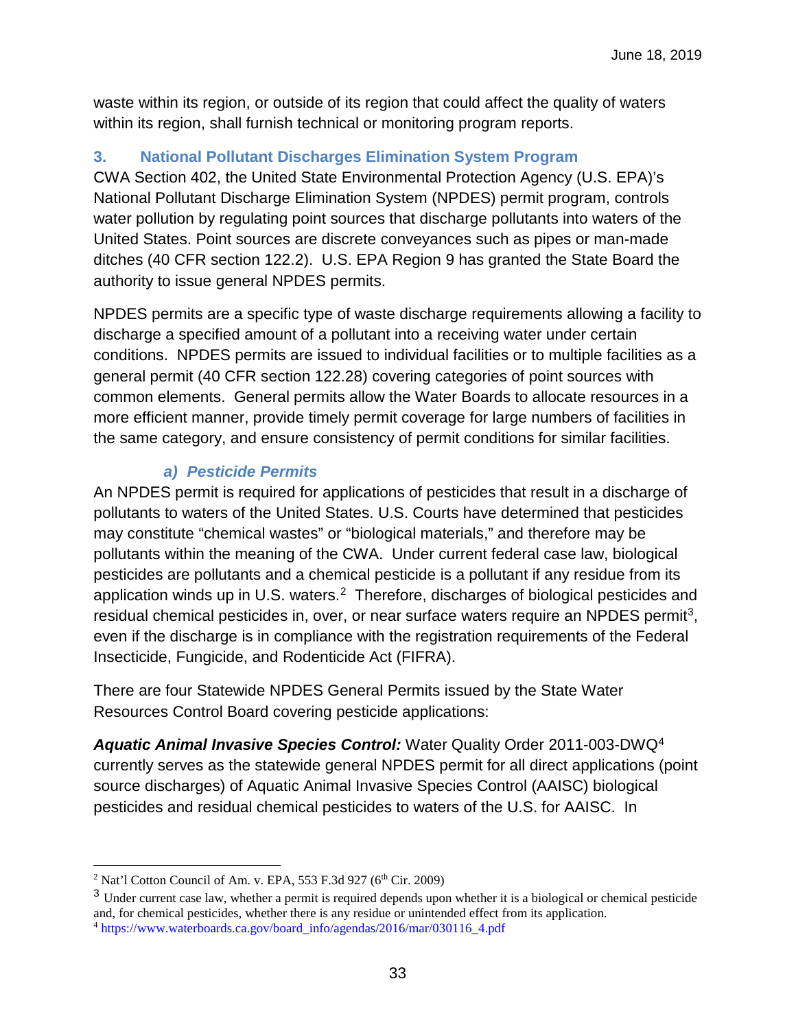waste within its region, or outside of its region that could affect the quality of waters within its region, shall furnish technical or monitoring program reports.

### 3. National Pollutant Discharges Elimination System Program

CWA Section 402, the United State Environmental Protection Agency (U.S. EPA)'s National Pollutant Discharge Elimination System (NPDES) permit program, controls water pollution by regulating point sources that discharge pollutants into waters of the United States. Point sources are discrete conveyances such as pipes or man-made ditches (40 CFR section 122.2). U.S. EPA Region 9 has granted the State Board the authority to issue general NPDES permits.

NPDES permits are a specific type of waste discharge requirements allowing a facility to discharge a specified amount of a pollutant into a receiving water under certain conditions. NPDES permits are issued to individual facilities or to multiple facilities as a general permit (40 CFR section 122.28) covering categories of point sources with common elements. General permits allow the Water Boards to allocate resources in a more efficient manner, provide timely permit coverage for large numbers of facilities in the same category, and ensure consistency of permit conditions for similar facilities.

#### *a) Pesticide Permits*

An NPDES permit is required for applications of pesticides that result in a discharge of pollutants to waters of the United States. U.S. Courts have determined that pesticides may constitute "chemical wastes" or "biological materials," and therefore may be pollutants within the meaning of the CWA. Under current federal case law, biological pesticides are pollutants and a chemical pesticide is a pollutant if any residue from its application winds up in U.S. waters.[2] Therefore, discharges of biological pesticides and residual chemical pesticides in, over, or near surface waters require an NPDES permit[3], even if the discharge is in compliance with the registration requirements of the Federal Insecticide, Fungicide, and Rodenticide Act (FIFRA).

There are four Statewide NPDES General Permits issued by the State Water Resources Control Board covering pesticide applications:

***Aquatic Animal Invasive Species Control:*** Water Quality Order 2011-003-DWQ[4] currently serves as the statewide general NPDES permit for all direct applications (point source discharges) of Aquatic Animal Invasive Species Control (AAISC) biological pesticides and residual chemical pesticides to waters of the U.S. for AAISC. In

---

[2] Nat'l Cotton Council of Am. v. EPA, 553 F.3d 927 (6th Cir. 2009)

[3] Under current case law, whether a permit is required depends upon whether it is a biological or chemical pesticide and, for chemical pesticides, whether there is any residue or unintended effect from its application.

[4] https://www.waterboards.ca.gov/board_info/agendas/2016/mar/030116_4.pdf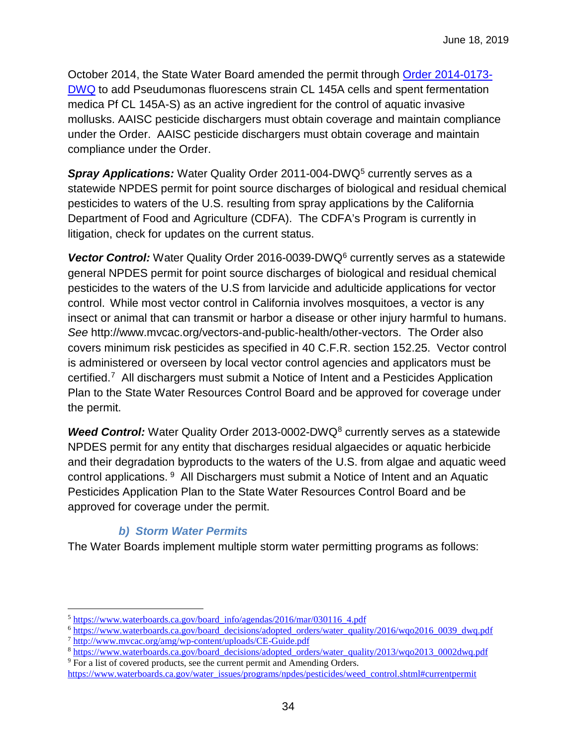October 2014, the State Water Board amended the permit through [Order 2014-0173-DWQ] to add Pseudumonas fluorescens strain CL 145A cells and spent fermentation medica Pf CL 145A-S) as an active ingredient for the control of aquatic invasive mollusks. AAISC pesticide dischargers must obtain coverage and maintain compliance under the Order. AAISC pesticide dischargers must obtain coverage and maintain compliance under the Order.

***Spray Applications:*** Water Quality Order 2011-004-DWQ[5] currently serves as a statewide NPDES permit for point source discharges of biological and residual chemical pesticides to waters of the U.S. resulting from spray applications by the California Department of Food and Agriculture (CDFA). The CDFA's Program is currently in litigation, check for updates on the current status.

***Vector Control:*** Water Quality Order 2016-0039-DWQ[6] currently serves as a statewide general NPDES permit for point source discharges of biological and residual chemical pesticides to the waters of the U.S from larvicide and adulticide applications for vector control. While most vector control in California involves mosquitoes, a vector is any insect or animal that can transmit or harbor a disease or other injury harmful to humans. *See* http://www.mvcac.org/vectors-and-public-health/other-vectors. The Order also covers minimum risk pesticides as specified in 40 C.F.R. section 152.25. Vector control is administered or overseen by local vector control agencies and applicators must be certified.[7] All dischargers must submit a Notice of Intent and a Pesticides Application Plan to the State Water Resources Control Board and be approved for coverage under the permit.

***Weed Control:*** Water Quality Order 2013-0002-DWQ[8] currently serves as a statewide NPDES permit for any entity that discharges residual algaecides or aquatic herbicide and their degradation byproducts to the waters of the U.S. from algae and aquatic weed control applications. [9] All Dischargers must submit a Notice of Intent and an Aquatic Pesticides Application Plan to the State Water Resources Control Board and be approved for coverage under the permit.

### *b) Storm Water Permits*

The Water Boards implement multiple storm water permitting programs as follows:

---

[5] https://www.waterboards.ca.gov/board_info/agendas/2016/mar/030116_4.pdf

[6] https://www.waterboards.ca.gov/board_decisions/adopted_orders/water_quality/2016/wqo2016_0039_dwq.pdf

[7] http://www.mvcac.org/amg/wp-content/uploads/CE-Guide.pdf

[8] https://www.waterboards.ca.gov/board_decisions/adopted_orders/water_quality/2013/wqo2013_0002dwq.pdf

[9] For a list of covered products, see the current permit and Amending Orders. https://www.waterboards.ca.gov/water_issues/programs/npdes/pesticides/weed_control.shtml#currentpermit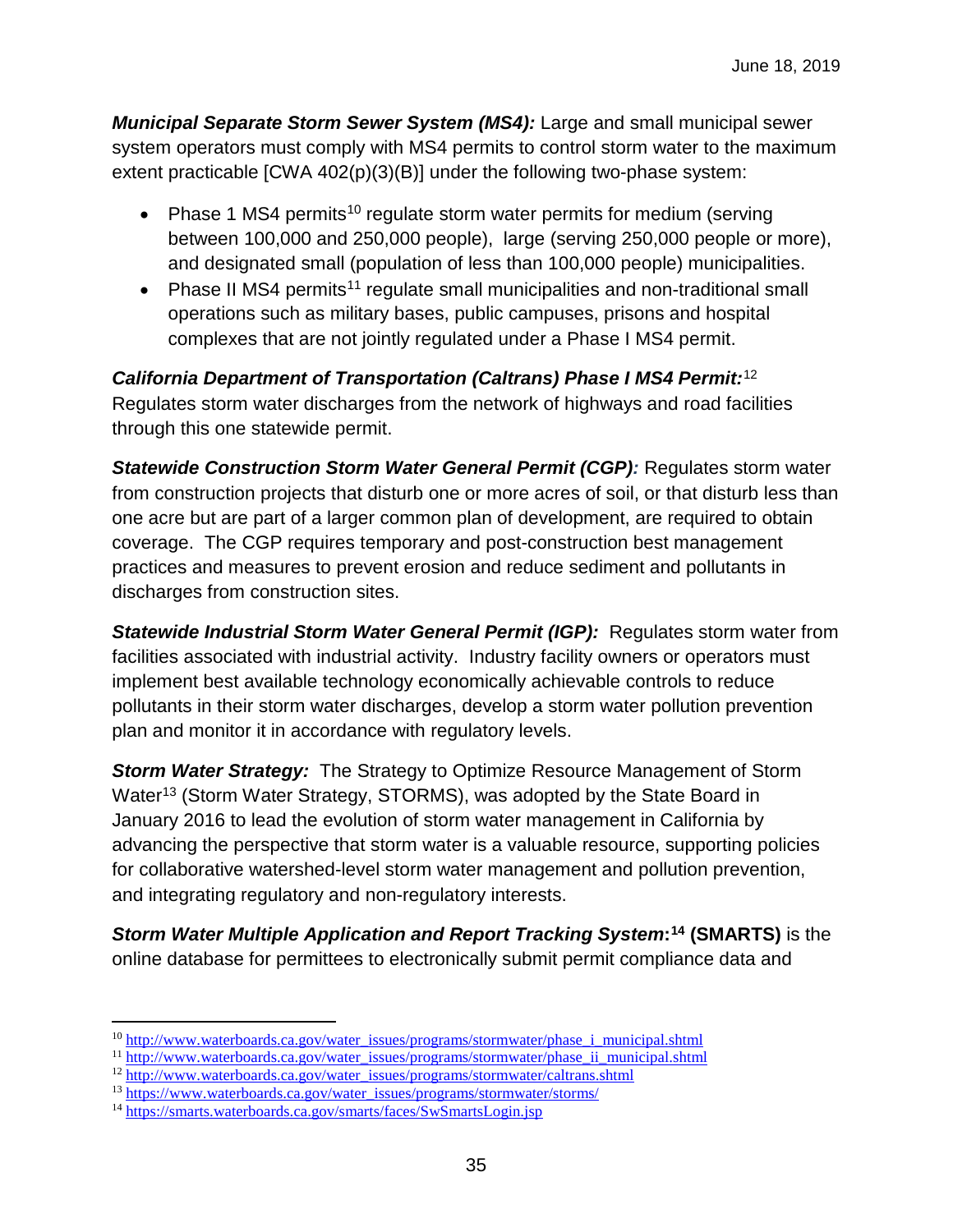***Municipal Separate Storm Sewer System (MS4):*** Large and small municipal sewer system operators must comply with MS4 permits to control storm water to the maximum extent practicable [CWA 402(p)(3)(B)] under the following two-phase system:

- Phase 1 MS4 permits[10] regulate storm water permits for medium (serving between 100,000 and 250,000 people), large (serving 250,000 people or more), and designated small (population of less than 100,000 people) municipalities.
- Phase II MS4 permits[11] regulate small municipalities and non-traditional small operations such as military bases, public campuses, prisons and hospital complexes that are not jointly regulated under a Phase I MS4 permit.

***California Department of Transportation (Caltrans) Phase I MS4 Permit:***[12] Regulates storm water discharges from the network of highways and road facilities through this one statewide permit.

***Statewide Construction Storm Water General Permit (CGP):*** Regulates storm water from construction projects that disturb one or more acres of soil, or that disturb less than one acre but are part of a larger common plan of development, are required to obtain coverage. The CGP requires temporary and post-construction best management practices and measures to prevent erosion and reduce sediment and pollutants in discharges from construction sites.

***Statewide Industrial Storm Water General Permit (IGP):*** Regulates storm water from facilities associated with industrial activity. Industry facility owners or operators must implement best available technology economically achievable controls to reduce pollutants in their storm water discharges, develop a storm water pollution prevention plan and monitor it in accordance with regulatory levels.

***Storm Water Strategy:*** The Strategy to Optimize Resource Management of Storm Water[13] (Storm Water Strategy, STORMS), was adopted by the State Board in January 2016 to lead the evolution of storm water management in California by advancing the perspective that storm water is a valuable resource, supporting policies for collaborative watershed-level storm water management and pollution prevention, and integrating regulatory and non-regulatory interests.

***Storm Water Multiple Application and Report Tracking System:***[14] **(SMARTS)** is the online database for permittees to electronically submit permit compliance data and

---

[10] http://www.waterboards.ca.gov/water_issues/programs/stormwater/phase_i_municipal.shtml
[11] http://www.waterboards.ca.gov/water_issues/programs/stormwater/phase_ii_municipal.shtml
[12] http://www.waterboards.ca.gov/water_issues/programs/stormwater/caltrans.shtml
[13] https://www.waterboards.ca.gov/water_issues/programs/stormwater/storms/
[14] https://smarts.waterboards.ca.gov/smarts/faces/SwSmartsLogin.jsp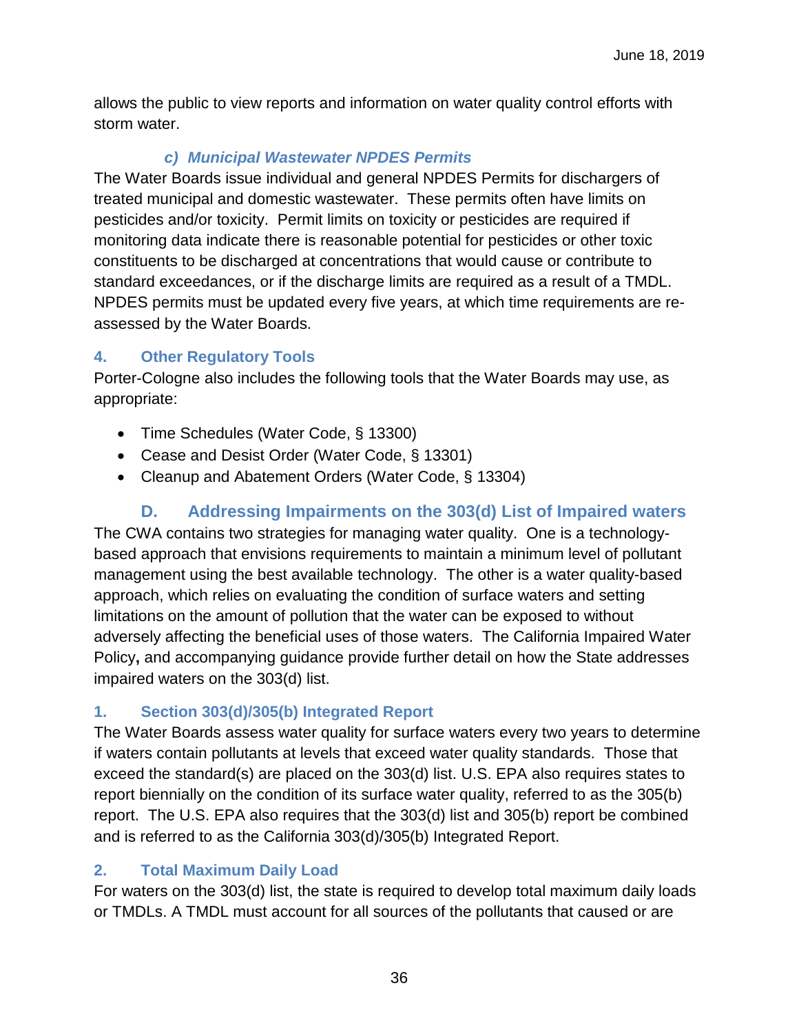allows the public to view reports and information on water quality control efforts with storm water.

#### *c) Municipal Wastewater NPDES Permits*

The Water Boards issue individual and general NPDES Permits for dischargers of treated municipal and domestic wastewater. These permits often have limits on pesticides and/or toxicity. Permit limits on toxicity or pesticides are required if monitoring data indicate there is reasonable potential for pesticides or other toxic constituents to be discharged at concentrations that would cause or contribute to standard exceedances, or if the discharge limits are required as a result of a TMDL. NPDES permits must be updated every five years, at which time requirements are re-assessed by the Water Boards.

### 4. Other Regulatory Tools

Porter-Cologne also includes the following tools that the Water Boards may use, as appropriate:

- Time Schedules (Water Code, § 13300)
- Cease and Desist Order (Water Code, § 13301)
- Cleanup and Abatement Orders (Water Code, § 13304)

## D. Addressing Impairments on the 303(d) List of Impaired waters

The CWA contains two strategies for managing water quality. One is a technology-based approach that envisions requirements to maintain a minimum level of pollutant management using the best available technology. The other is a water quality-based approach, which relies on evaluating the condition of surface waters and setting limitations on the amount of pollution that the water can be exposed to without adversely affecting the beneficial uses of those waters. The California Impaired Water Policy**,** and accompanying guidance provide further detail on how the State addresses impaired waters on the 303(d) list.

### 1. Section 303(d)/305(b) Integrated Report

The Water Boards assess water quality for surface waters every two years to determine if waters contain pollutants at levels that exceed water quality standards. Those that exceed the standard(s) are placed on the 303(d) list. U.S. EPA also requires states to report biennially on the condition of its surface water quality, referred to as the 305(b) report. The U.S. EPA also requires that the 303(d) list and 305(b) report be combined and is referred to as the California 303(d)/305(b) Integrated Report.

### 2. Total Maximum Daily Load

For waters on the 303(d) list, the state is required to develop total maximum daily loads or TMDLs. A TMDL must account for all sources of the pollutants that caused or are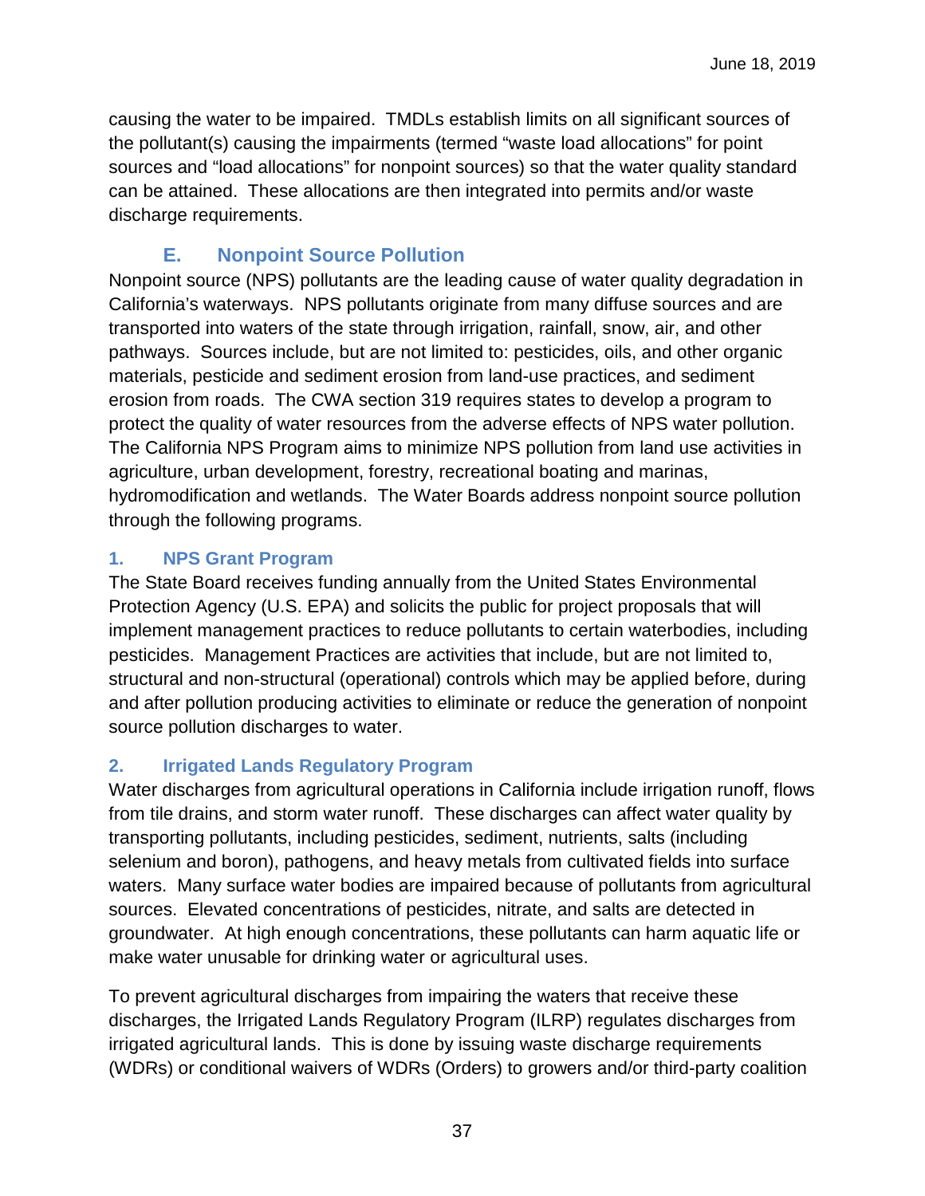causing the water to be impaired. TMDLs establish limits on all significant sources of the pollutant(s) causing the impairments (termed "waste load allocations" for point sources and "load allocations" for nonpoint sources) so that the water quality standard can be attained. These allocations are then integrated into permits and/or waste discharge requirements.

## E. Nonpoint Source Pollution

Nonpoint source (NPS) pollutants are the leading cause of water quality degradation in California's waterways. NPS pollutants originate from many diffuse sources and are transported into waters of the state through irrigation, rainfall, snow, air, and other pathways. Sources include, but are not limited to: pesticides, oils, and other organic materials, pesticide and sediment erosion from land-use practices, and sediment erosion from roads. The CWA section 319 requires states to develop a program to protect the quality of water resources from the adverse effects of NPS water pollution. The California NPS Program aims to minimize NPS pollution from land use activities in agriculture, urban development, forestry, recreational boating and marinas, hydromodification and wetlands. The Water Boards address nonpoint source pollution through the following programs.

### 1. NPS Grant Program

The State Board receives funding annually from the United States Environmental Protection Agency (U.S. EPA) and solicits the public for project proposals that will implement management practices to reduce pollutants to certain waterbodies, including pesticides. Management Practices are activities that include, but are not limited to, structural and non-structural (operational) controls which may be applied before, during and after pollution producing activities to eliminate or reduce the generation of nonpoint source pollution discharges to water.

### 2. Irrigated Lands Regulatory Program

Water discharges from agricultural operations in California include irrigation runoff, flows from tile drains, and storm water runoff. These discharges can affect water quality by transporting pollutants, including pesticides, sediment, nutrients, salts (including selenium and boron), pathogens, and heavy metals from cultivated fields into surface waters. Many surface water bodies are impaired because of pollutants from agricultural sources. Elevated concentrations of pesticides, nitrate, and salts are detected in groundwater. At high enough concentrations, these pollutants can harm aquatic life or make water unusable for drinking water or agricultural uses.

To prevent agricultural discharges from impairing the waters that receive these discharges, the Irrigated Lands Regulatory Program (ILRP) regulates discharges from irrigated agricultural lands. This is done by issuing waste discharge requirements (WDRs) or conditional waivers of WDRs (Orders) to growers and/or third-party coalition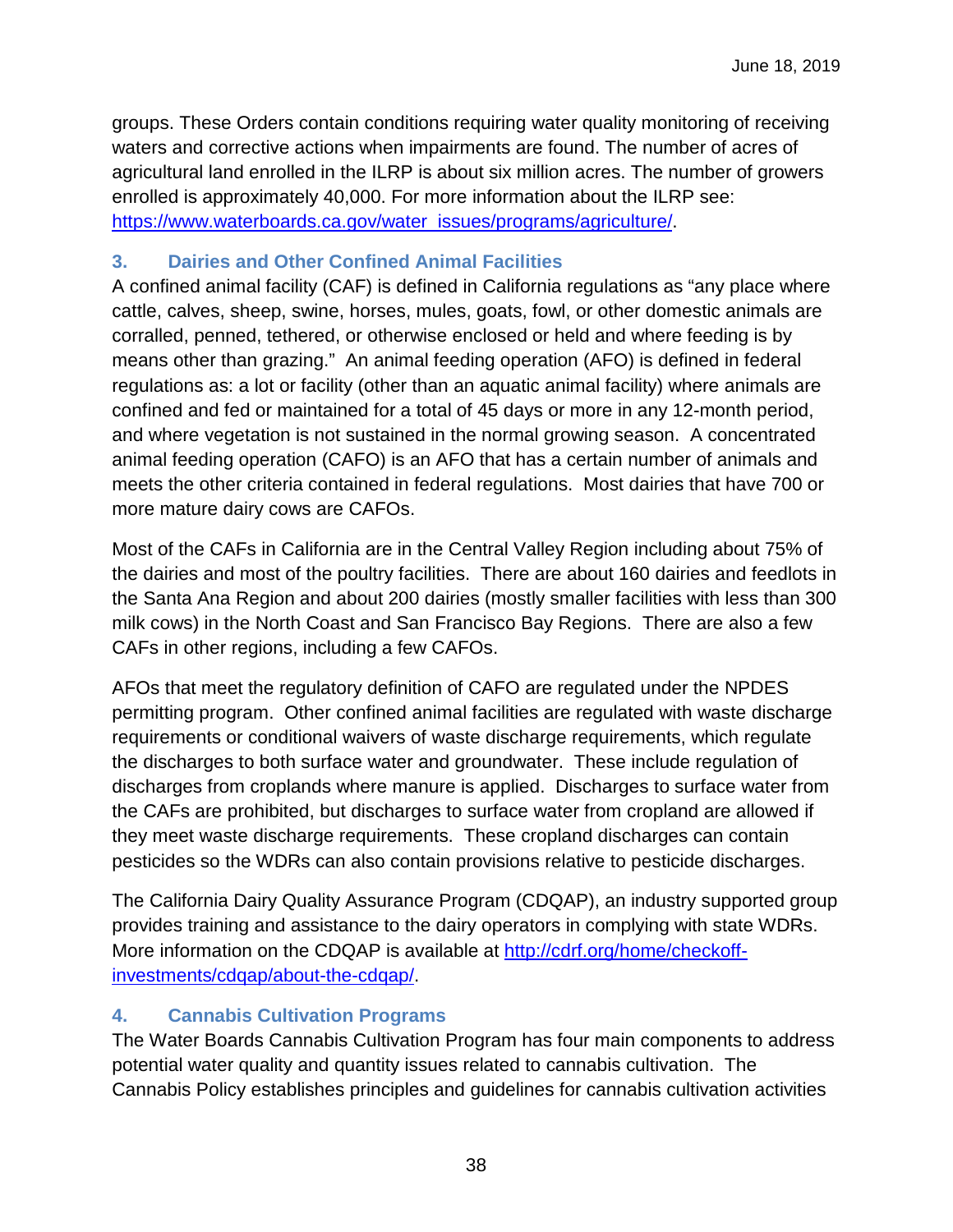groups. These Orders contain conditions requiring water quality monitoring of receiving waters and corrective actions when impairments are found. The number of acres of agricultural land enrolled in the ILRP is about six million acres. The number of growers enrolled is approximately 40,000. For more information about the ILRP see: https://www.waterboards.ca.gov/water_issues/programs/agriculture/.

### 3. Dairies and Other Confined Animal Facilities

A confined animal facility (CAF) is defined in California regulations as "any place where cattle, calves, sheep, swine, horses, mules, goats, fowl, or other domestic animals are corralled, penned, tethered, or otherwise enclosed or held and where feeding is by means other than grazing." An animal feeding operation (AFO) is defined in federal regulations as: a lot or facility (other than an aquatic animal facility) where animals are confined and fed or maintained for a total of 45 days or more in any 12-month period, and where vegetation is not sustained in the normal growing season. A concentrated animal feeding operation (CAFO) is an AFO that has a certain number of animals and meets the other criteria contained in federal regulations. Most dairies that have 700 or more mature dairy cows are CAFOs.

Most of the CAFs in California are in the Central Valley Region including about 75% of the dairies and most of the poultry facilities. There are about 160 dairies and feedlots in the Santa Ana Region and about 200 dairies (mostly smaller facilities with less than 300 milk cows) in the North Coast and San Francisco Bay Regions. There are also a few CAFs in other regions, including a few CAFOs.

AFOs that meet the regulatory definition of CAFO are regulated under the NPDES permitting program. Other confined animal facilities are regulated with waste discharge requirements or conditional waivers of waste discharge requirements, which regulate the discharges to both surface water and groundwater. These include regulation of discharges from croplands where manure is applied. Discharges to surface water from the CAFs are prohibited, but discharges to surface water from cropland are allowed if they meet waste discharge requirements. These cropland discharges can contain pesticides so the WDRs can also contain provisions relative to pesticide discharges.

The California Dairy Quality Assurance Program (CDQAP), an industry supported group provides training and assistance to the dairy operators in complying with state WDRs. More information on the CDQAP is available at http://cdrf.org/home/checkoff-investments/cdqap/about-the-cdqap/.

### 4. Cannabis Cultivation Programs

The Water Boards Cannabis Cultivation Program has four main components to address potential water quality and quantity issues related to cannabis cultivation. The Cannabis Policy establishes principles and guidelines for cannabis cultivation activities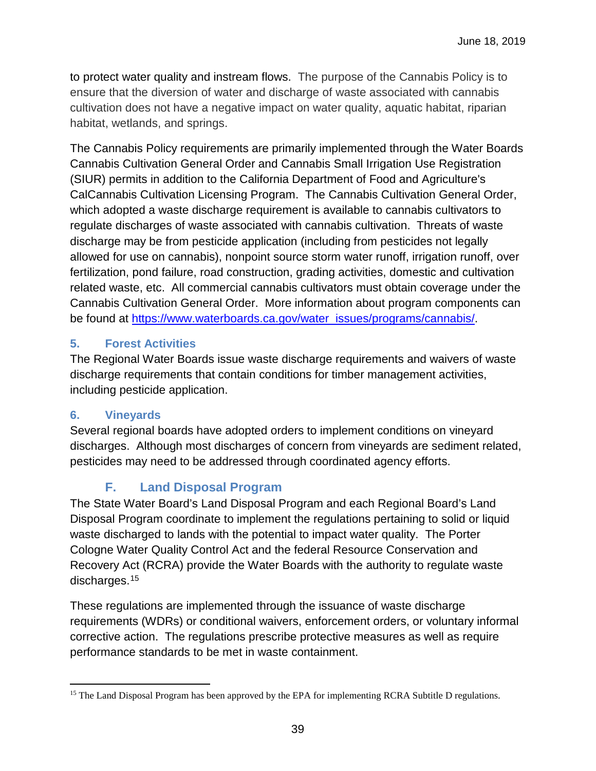to protect water quality and instream flows. The purpose of the Cannabis Policy is to ensure that the diversion of water and discharge of waste associated with cannabis cultivation does not have a negative impact on water quality, aquatic habitat, riparian habitat, wetlands, and springs.

The Cannabis Policy requirements are primarily implemented through the Water Boards Cannabis Cultivation General Order and Cannabis Small Irrigation Use Registration (SIUR) permits in addition to the California Department of Food and Agriculture's CalCannabis Cultivation Licensing Program. The Cannabis Cultivation General Order, which adopted a waste discharge requirement is available to cannabis cultivators to regulate discharges of waste associated with cannabis cultivation. Threats of waste discharge may be from pesticide application (including from pesticides not legally allowed for use on cannabis), nonpoint source storm water runoff, irrigation runoff, over fertilization, pond failure, road construction, grading activities, domestic and cultivation related waste, etc. All commercial cannabis cultivators must obtain coverage under the Cannabis Cultivation General Order. More information about program components can be found at https://www.waterboards.ca.gov/water_issues/programs/cannabis/.

### 5. Forest Activities

The Regional Water Boards issue waste discharge requirements and waivers of waste discharge requirements that contain conditions for timber management activities, including pesticide application.

### 6. Vineyards

Several regional boards have adopted orders to implement conditions on vineyard discharges. Although most discharges of concern from vineyards are sediment related, pesticides may need to be addressed through coordinated agency efforts.

## F. Land Disposal Program

The State Water Board's Land Disposal Program and each Regional Board's Land Disposal Program coordinate to implement the regulations pertaining to solid or liquid waste discharged to lands with the potential to impact water quality. The Porter Cologne Water Quality Control Act and the federal Resource Conservation and Recovery Act (RCRA) provide the Water Boards with the authority to regulate waste discharges.[15]

These regulations are implemented through the issuance of waste discharge requirements (WDRs) or conditional waivers, enforcement orders, or voluntary informal corrective action. The regulations prescribe protective measures as well as require performance standards to be met in waste containment.

[15] The Land Disposal Program has been approved by the EPA for implementing RCRA Subtitle D regulations.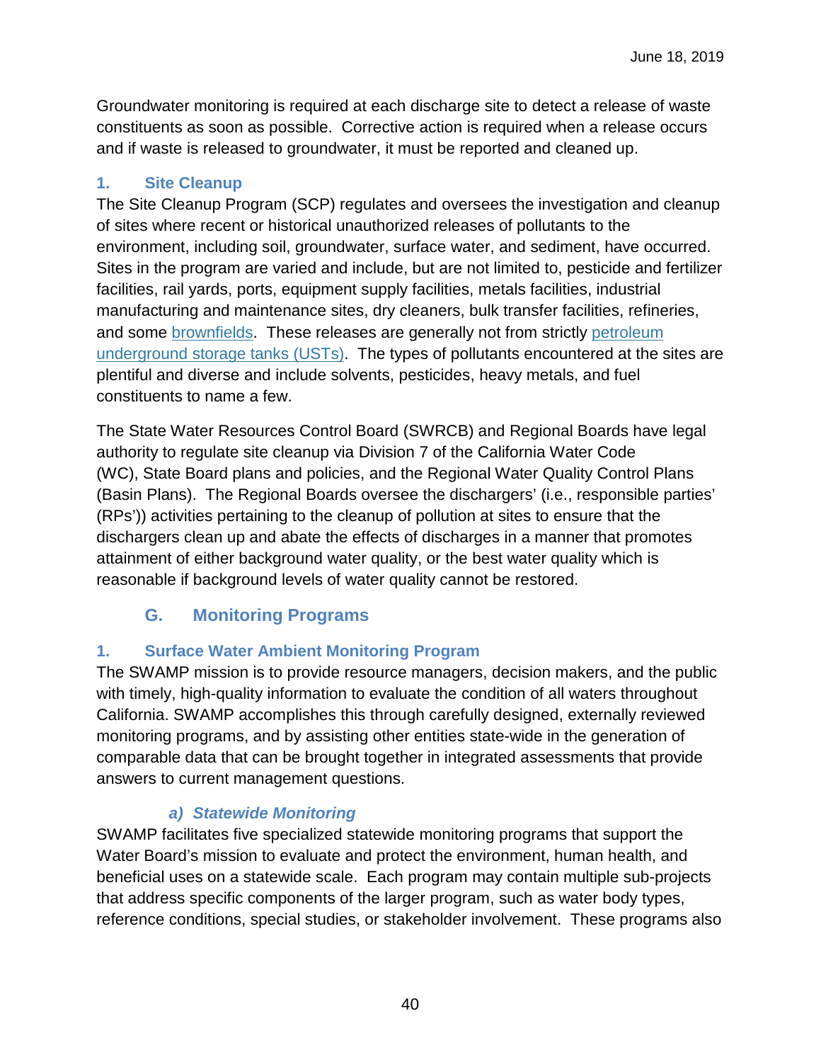Groundwater monitoring is required at each discharge site to detect a release of waste constituents as soon as possible. Corrective action is required when a release occurs and if waste is released to groundwater, it must be reported and cleaned up.

### 1. Site Cleanup

The Site Cleanup Program (SCP) regulates and oversees the investigation and cleanup of sites where recent or historical unauthorized releases of pollutants to the environment, including soil, groundwater, surface water, and sediment, have occurred. Sites in the program are varied and include, but are not limited to, pesticide and fertilizer facilities, rail yards, ports, equipment supply facilities, metals facilities, industrial manufacturing and maintenance sites, dry cleaners, bulk transfer facilities, refineries, and some brownfields. These releases are generally not from strictly petroleum underground storage tanks (USTs). The types of pollutants encountered at the sites are plentiful and diverse and include solvents, pesticides, heavy metals, and fuel constituents to name a few.

The State Water Resources Control Board (SWRCB) and Regional Boards have legal authority to regulate site cleanup via Division 7 of the California Water Code (WC), State Board plans and policies, and the Regional Water Quality Control Plans (Basin Plans). The Regional Boards oversee the dischargers' (i.e., responsible parties' (RPs')) activities pertaining to the cleanup of pollution at sites to ensure that the dischargers clean up and abate the effects of discharges in a manner that promotes attainment of either background water quality, or the best water quality which is reasonable if background levels of water quality cannot be restored.

## G. Monitoring Programs

### 1. Surface Water Ambient Monitoring Program

The SWAMP mission is to provide resource managers, decision makers, and the public with timely, high-quality information to evaluate the condition of all waters throughout California. SWAMP accomplishes this through carefully designed, externally reviewed monitoring programs, and by assisting other entities state-wide in the generation of comparable data that can be brought together in integrated assessments that provide answers to current management questions.

#### *a) Statewide Monitoring*

SWAMP facilitates five specialized statewide monitoring programs that support the Water Board's mission to evaluate and protect the environment, human health, and beneficial uses on a statewide scale. Each program may contain multiple sub-projects that address specific components of the larger program, such as water body types, reference conditions, special studies, or stakeholder involvement. These programs also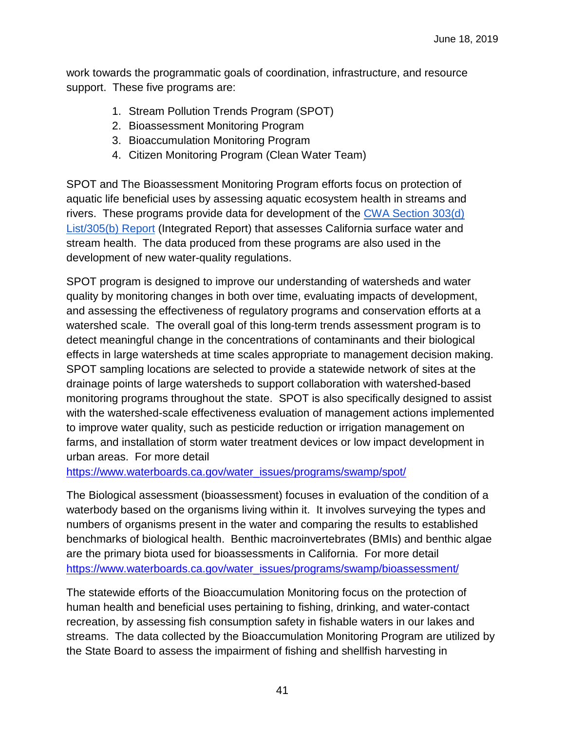work towards the programmatic goals of coordination, infrastructure, and resource support. These five programs are:

1. Stream Pollution Trends Program (SPOT)
2. Bioassessment Monitoring Program
3. Bioaccumulation Monitoring Program
4. Citizen Monitoring Program (Clean Water Team)

SPOT and The Bioassessment Monitoring Program efforts focus on protection of aquatic life beneficial uses by assessing aquatic ecosystem health in streams and rivers. These programs provide data for development of the [CWA Section 303(d) List/305(b) Report]() (Integrated Report) that assesses California surface water and stream health. The data produced from these programs are also used in the development of new water-quality regulations.

SPOT program is designed to improve our understanding of watersheds and water quality by monitoring changes in both over time, evaluating impacts of development, and assessing the effectiveness of regulatory programs and conservation efforts at a watershed scale. The overall goal of this long-term trends assessment program is to detect meaningful change in the concentrations of contaminants and their biological effects in large watersheds at time scales appropriate to management decision making. SPOT sampling locations are selected to provide a statewide network of sites at the drainage points of large watersheds to support collaboration with watershed-based monitoring programs throughout the state. SPOT is also specifically designed to assist with the watershed-scale effectiveness evaluation of management actions implemented to improve water quality, such as pesticide reduction or irrigation management on farms, and installation of storm water treatment devices or low impact development in urban areas. For more detail https://www.waterboards.ca.gov/water_issues/programs/swamp/spot/

The Biological assessment (bioassessment) focuses in evaluation of the condition of a waterbody based on the organisms living within it. It involves surveying the types and numbers of organisms present in the water and comparing the results to established benchmarks of biological health. Benthic macroinvertebrates (BMIs) and benthic algae are the primary biota used for bioassessments in California. For more detail https://www.waterboards.ca.gov/water_issues/programs/swamp/bioassessment/

The statewide efforts of the Bioaccumulation Monitoring focus on the protection of human health and beneficial uses pertaining to fishing, drinking, and water-contact recreation, by assessing fish consumption safety in fishable waters in our lakes and streams. The data collected by the Bioaccumulation Monitoring Program are utilized by the State Board to assess the impairment of fishing and shellfish harvesting in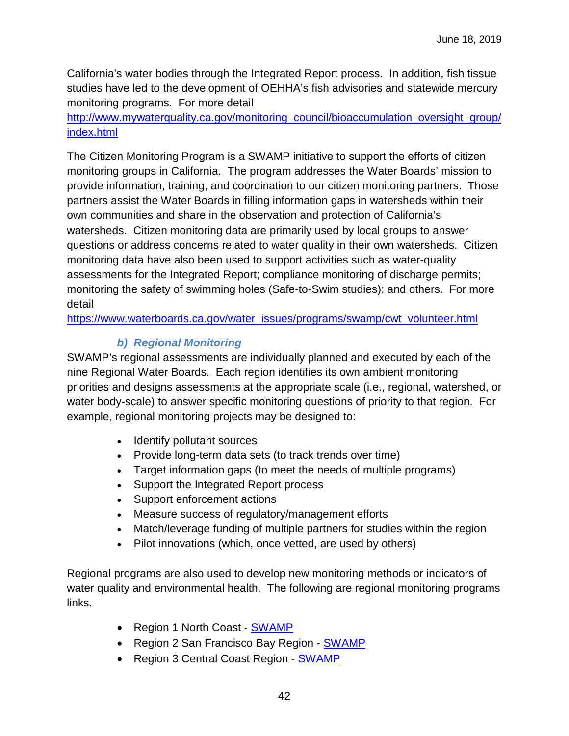California's water bodies through the Integrated Report process. In addition, fish tissue studies have led to the development of OEHHA's fish advisories and statewide mercury monitoring programs. For more detail
[http://www.mywaterquality.ca.gov/monitoring_council/bioaccumulation_oversight_group/index.html](http://www.mywaterquality.ca.gov/monitoring_council/bioaccumulation_oversight_group/index.html)

The Citizen Monitoring Program is a SWAMP initiative to support the efforts of citizen monitoring groups in California. The program addresses the Water Boards' mission to provide information, training, and coordination to our citizen monitoring partners. Those partners assist the Water Boards in filling information gaps in watersheds within their own communities and share in the observation and protection of California's watersheds. Citizen monitoring data are primarily used by local groups to answer questions or address concerns related to water quality in their own watersheds. Citizen monitoring data have also been used to support activities such as water-quality assessments for the Integrated Report; compliance monitoring of discharge permits; monitoring the safety of swimming holes (Safe-to-Swim studies); and others. For more detail
[https://www.waterboards.ca.gov/water_issues/programs/swamp/cwt_volunteer.html](https://www.waterboards.ca.gov/water_issues/programs/swamp/cwt_volunteer.html)

### *b) Regional Monitoring*

SWAMP's regional assessments are individually planned and executed by each of the nine Regional Water Boards. Each region identifies its own ambient monitoring priorities and designs assessments at the appropriate scale (i.e., regional, watershed, or water body-scale) to answer specific monitoring questions of priority to that region. For example, regional monitoring projects may be designed to:

- Identify pollutant sources
- Provide long-term data sets (to track trends over time)
- Target information gaps (to meet the needs of multiple programs)
- Support the Integrated Report process
- Support enforcement actions
- Measure success of regulatory/management efforts
- Match/leverage funding of multiple partners for studies within the region
- Pilot innovations (which, once vetted, are used by others)

Regional programs are also used to develop new monitoring methods or indicators of water quality and environmental health. The following are regional monitoring programs links.

- Region 1 North Coast - SWAMP
- Region 2 San Francisco Bay Region - SWAMP
- Region 3 Central Coast Region - SWAMP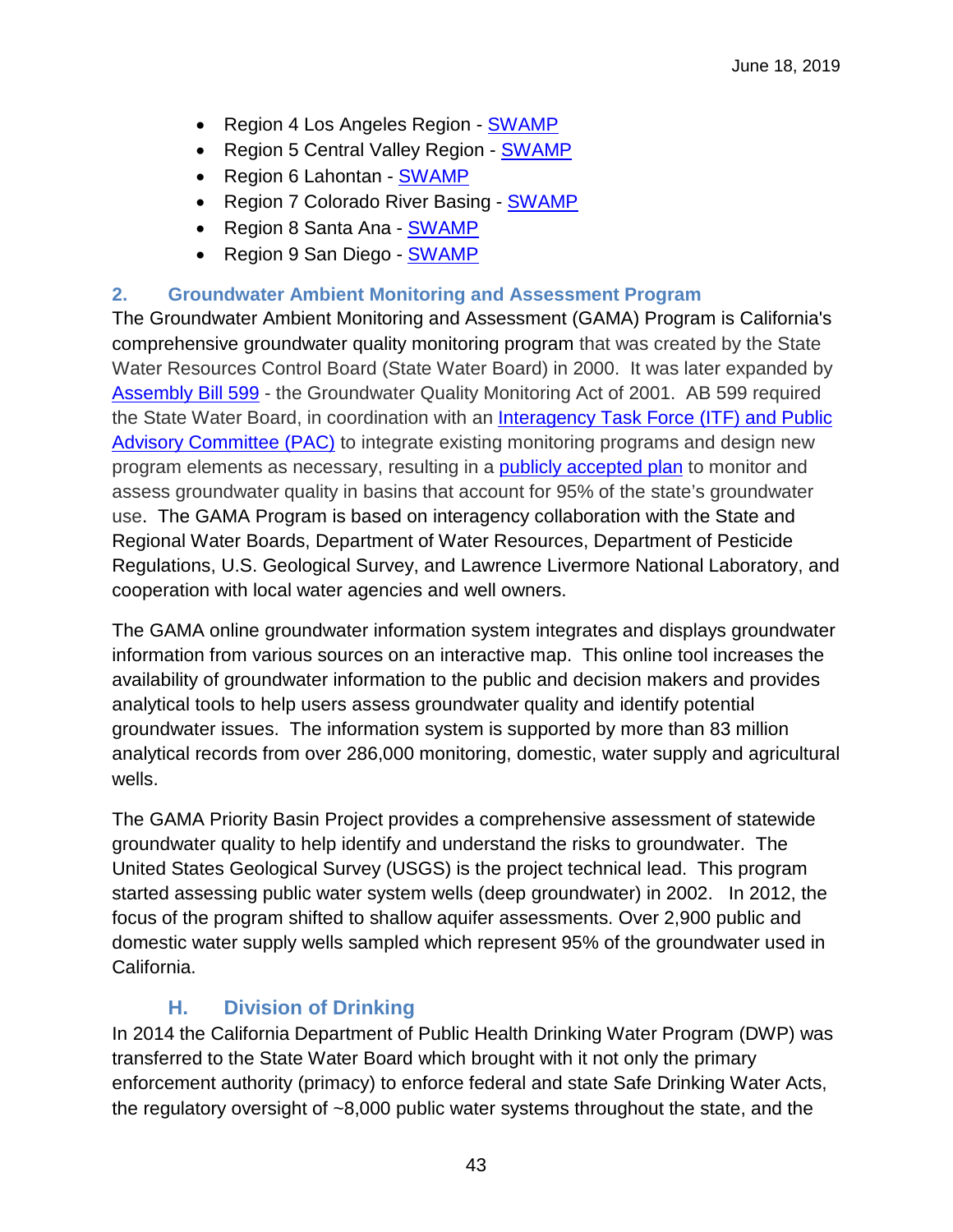- Region 4 Los Angeles Region - SWAMP
- Region 5 Central Valley Region - SWAMP
- Region 6 Lahontan - SWAMP
- Region 7 Colorado River Basing - SWAMP
- Region 8 Santa Ana - SWAMP
- Region 9 San Diego - SWAMP

### 2. Groundwater Ambient Monitoring and Assessment Program

The Groundwater Ambient Monitoring and Assessment (GAMA) Program is California's comprehensive groundwater quality monitoring program that was created by the State Water Resources Control Board (State Water Board) in 2000. It was later expanded by Assembly Bill 599 - the Groundwater Quality Monitoring Act of 2001. AB 599 required the State Water Board, in coordination with an Interagency Task Force (ITF) and Public Advisory Committee (PAC) to integrate existing monitoring programs and design new program elements as necessary, resulting in a publicly accepted plan to monitor and assess groundwater quality in basins that account for 95% of the state's groundwater use. The GAMA Program is based on interagency collaboration with the State and Regional Water Boards, Department of Water Resources, Department of Pesticide Regulations, U.S. Geological Survey, and Lawrence Livermore National Laboratory, and cooperation with local water agencies and well owners.

The GAMA online groundwater information system integrates and displays groundwater information from various sources on an interactive map. This online tool increases the availability of groundwater information to the public and decision makers and provides analytical tools to help users assess groundwater quality and identify potential groundwater issues. The information system is supported by more than 83 million analytical records from over 286,000 monitoring, domestic, water supply and agricultural wells.

The GAMA Priority Basin Project provides a comprehensive assessment of statewide groundwater quality to help identify and understand the risks to groundwater. The United States Geological Survey (USGS) is the project technical lead. This program started assessing public water system wells (deep groundwater) in 2002. In 2012, the focus of the program shifted to shallow aquifer assessments. Over 2,900 public and domestic water supply wells sampled which represent 95% of the groundwater used in California.

## H. Division of Drinking

In 2014 the California Department of Public Health Drinking Water Program (DWP) was transferred to the State Water Board which brought with it not only the primary enforcement authority (primacy) to enforce federal and state Safe Drinking Water Acts, the regulatory oversight of ~8,000 public water systems throughout the state, and the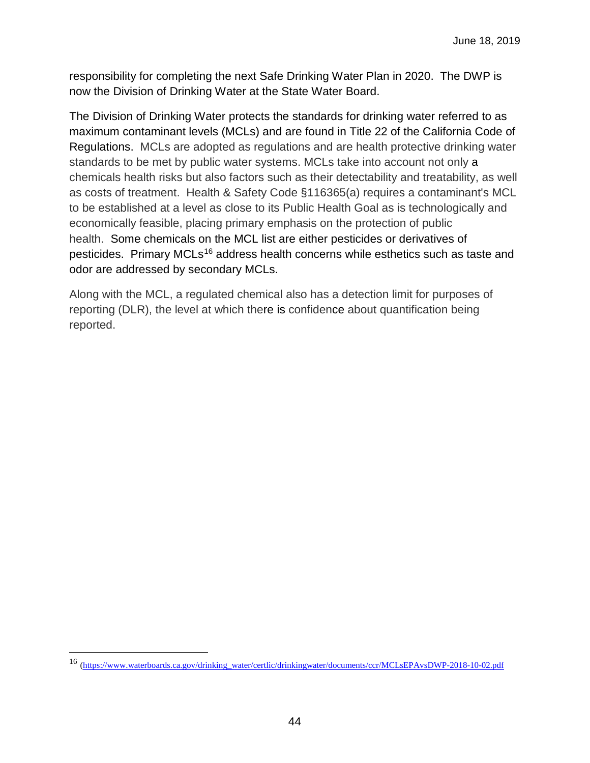responsibility for completing the next Safe Drinking Water Plan in 2020. The DWP is now the Division of Drinking Water at the State Water Board.

The Division of Drinking Water protects the standards for drinking water referred to as maximum contaminant levels (MCLs) and are found in Title 22 of the California Code of Regulations. MCLs are adopted as regulations and are health protective drinking water standards to be met by public water systems. MCLs take into account not only a chemicals health risks but also factors such as their detectability and treatability, as well as costs of treatment. Health & Safety Code §116365(a) requires a contaminant's MCL to be established at a level as close to its Public Health Goal as is technologically and economically feasible, placing primary emphasis on the protection of public health. Some chemicals on the MCL list are either pesticides or derivatives of pesticides. Primary MCLs[16] address health concerns while esthetics such as taste and odor are addressed by secondary MCLs.

Along with the MCL, a regulated chemical also has a detection limit for purposes of reporting (DLR), the level at which there is confidence about quantification being reported.

---

[16] (https://www.waterboards.ca.gov/drinking_water/certlic/drinkingwater/documents/ccr/MCLsEPAvsDWP-2018-10-02.pdf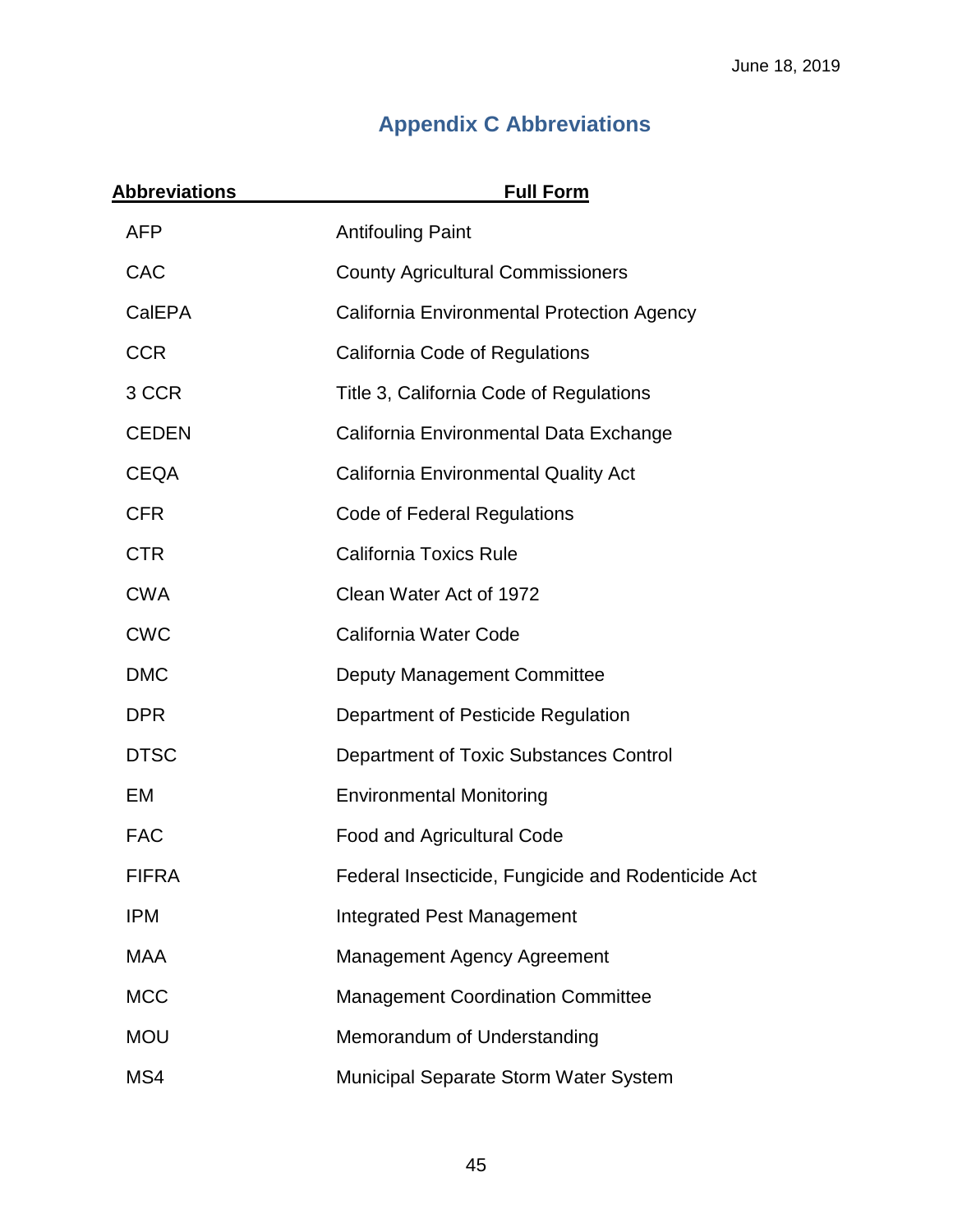# Appendix C Abbreviations

| Abbreviations | Full Form |
|---|---|
| AFP | Antifouling Paint |
| CAC | County Agricultural Commissioners |
| CalEPA | California Environmental Protection Agency |
| CCR | California Code of Regulations |
| 3 CCR | Title 3, California Code of Regulations |
| CEDEN | California Environmental Data Exchange |
| CEQA | California Environmental Quality Act |
| CFR | Code of Federal Regulations |
| CTR | California Toxics Rule |
| CWA | Clean Water Act of 1972 |
| CWC | California Water Code |
| DMC | Deputy Management Committee |
| DPR | Department of Pesticide Regulation |
| DTSC | Department of Toxic Substances Control |
| EM | Environmental Monitoring |
| FAC | Food and Agricultural Code |
| FIFRA | Federal Insecticide, Fungicide and Rodenticide Act |
| IPM | Integrated Pest Management |
| MAA | Management Agency Agreement |
| MCC | Management Coordination Committee |
| MOU | Memorandum of Understanding |
| MS4 | Municipal Separate Storm Water System |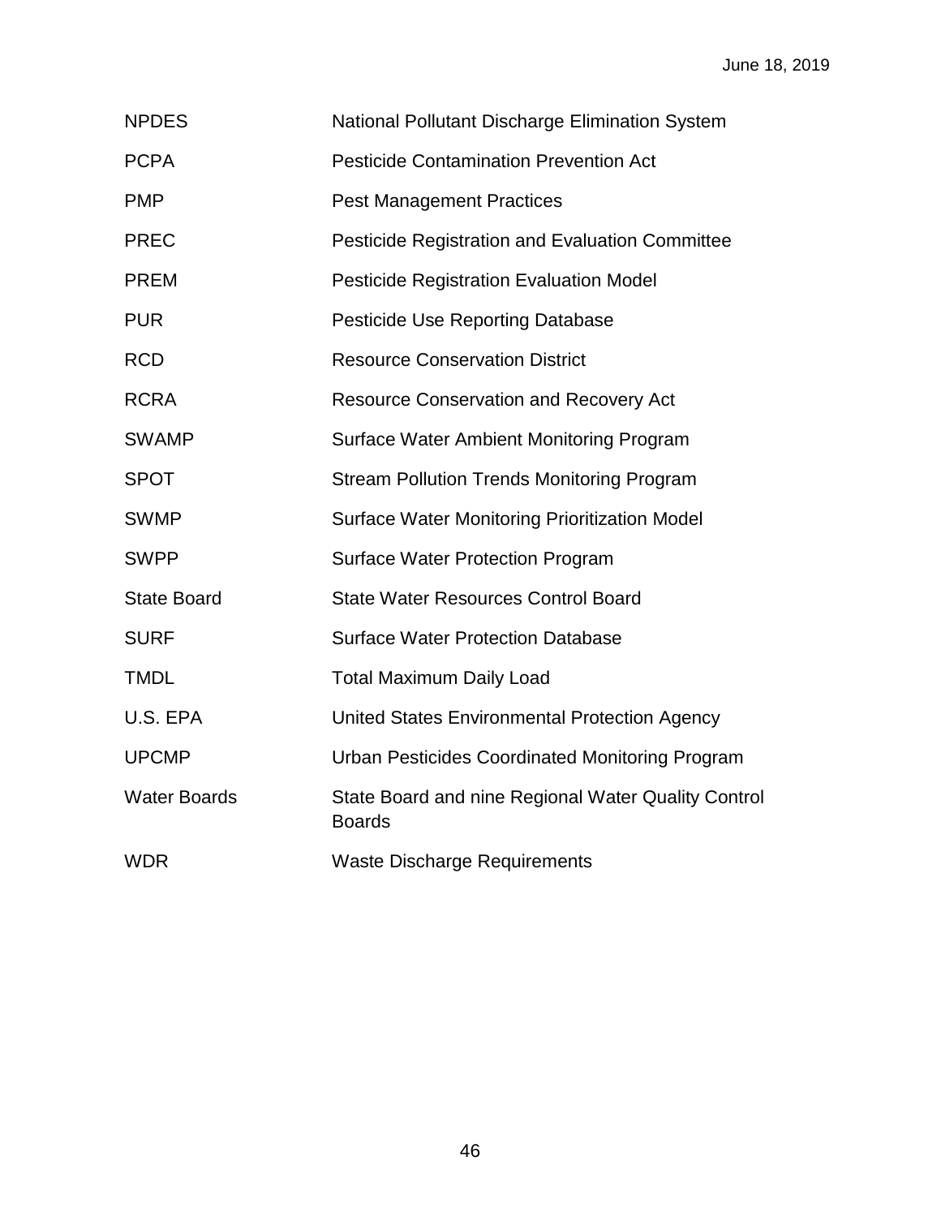| | |
|---|---|
| NPDES | National Pollutant Discharge Elimination System |
| PCPA | Pesticide Contamination Prevention Act |
| PMP | Pest Management Practices |
| PREC | Pesticide Registration and Evaluation Committee |
| PREM | Pesticide Registration Evaluation Model |
| PUR | Pesticide Use Reporting Database |
| RCD | Resource Conservation District |
| RCRA | Resource Conservation and Recovery Act |
| SWAMP | Surface Water Ambient Monitoring Program |
| SPOT | Stream Pollution Trends Monitoring Program |
| SWMP | Surface Water Monitoring Prioritization Model |
| SWPP | Surface Water Protection Program |
| State Board | State Water Resources Control Board |
| SURF | Surface Water Protection Database |
| TMDL | Total Maximum Daily Load |
| U.S. EPA | United States Environmental Protection Agency |
| UPCMP | Urban Pesticides Coordinated Monitoring Program |
| Water Boards | State Board and nine Regional Water Quality Control Boards |
| WDR | Waste Discharge Requirements |